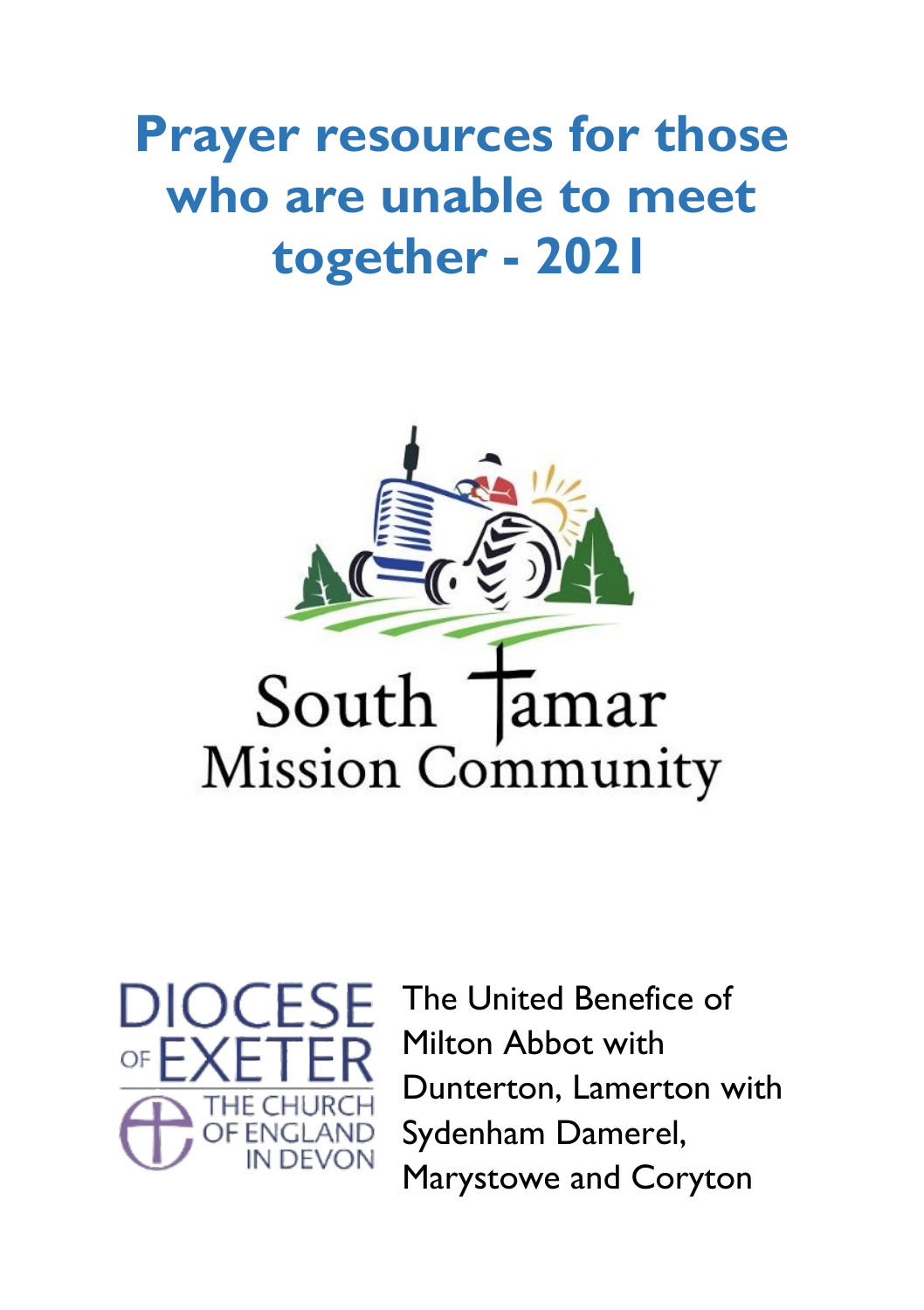# Prayer resources for those who are unable to meet together - 2021

South Tamar Mission Community

DIOCESE OF EXETER
THE CHURCH OF ENGLAND IN DEVON

The United Benefice of Milton Abbot with Dunterton, Lamerton with Sydenham Damerel, Marystowe and Coryton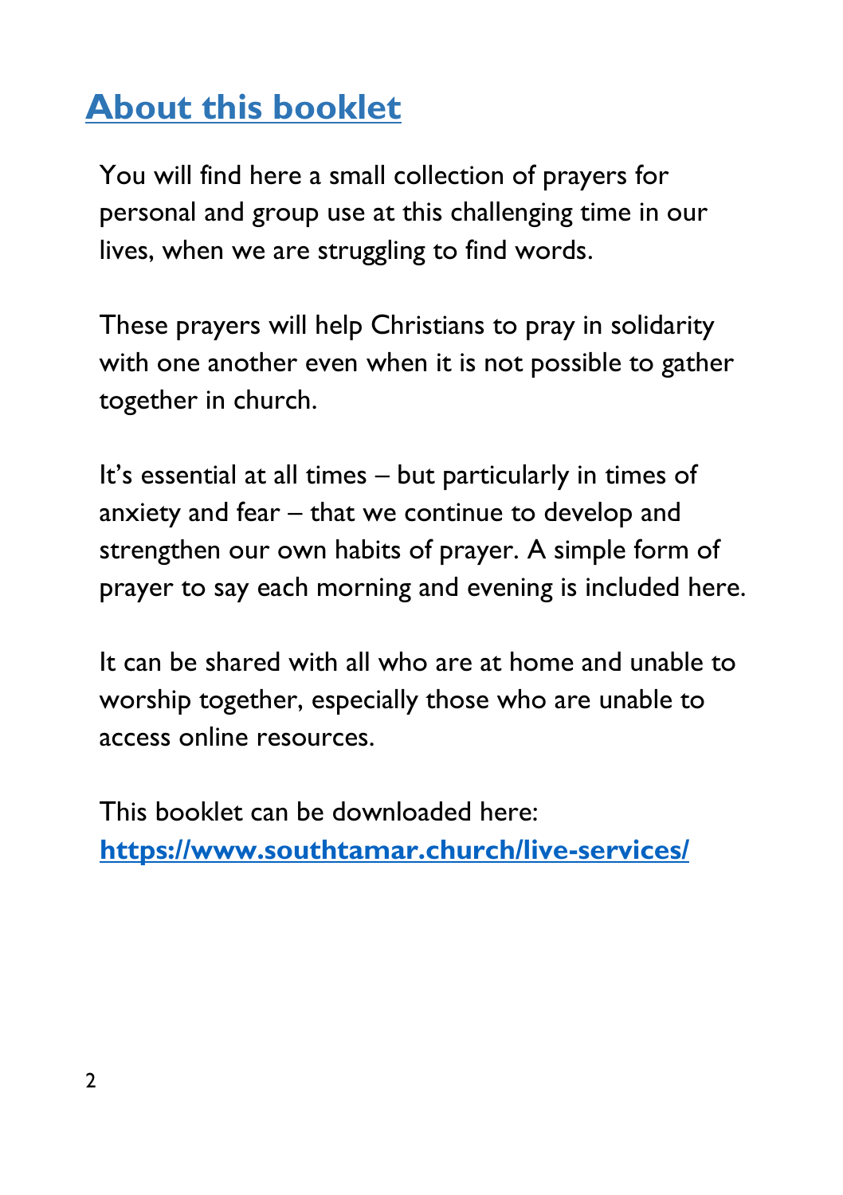## About this booklet

You will find here a small collection of prayers for personal and group use at this challenging time in our lives, when we are struggling to find words.

These prayers will help Christians to pray in solidarity with one another even when it is not possible to gather together in church.

It's essential at all times – but particularly in times of anxiety and fear – that we continue to develop and strengthen our own habits of prayer. A simple form of prayer to say each morning and evening is included here.

It can be shared with all who are at home and unable to worship together, especially those who are unable to access online resources.

This booklet can be downloaded here:
**https://www.southtamar.church/live-services/**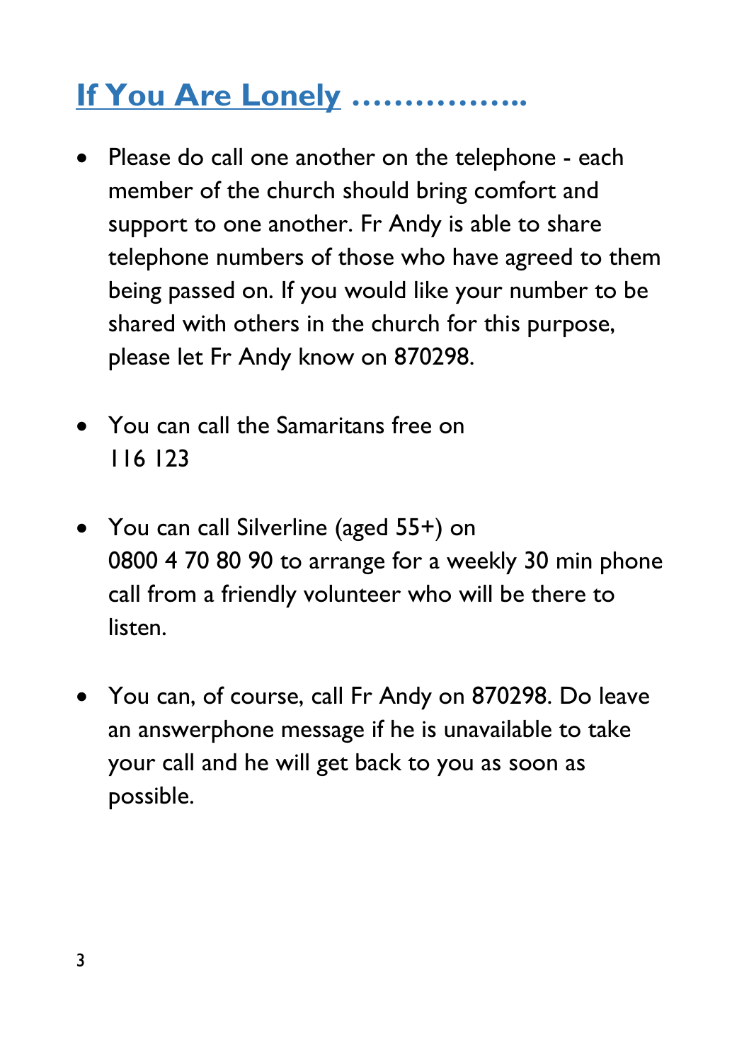## If You Are Lonely ……………..

- Please do call one another on the telephone - each member of the church should bring comfort and support to one another. Fr Andy is able to share telephone numbers of those who have agreed to them being passed on. If you would like your number to be shared with others in the church for this purpose, please let Fr Andy know on 870298.

- You can call the Samaritans free on 116 123

- You can call Silverline (aged 55+) on 0800 4 70 80 90 to arrange for a weekly 30 min phone call from a friendly volunteer who will be there to listen.

- You can, of course, call Fr Andy on 870298. Do leave an answerphone message if he is unavailable to take your call and he will get back to you as soon as possible.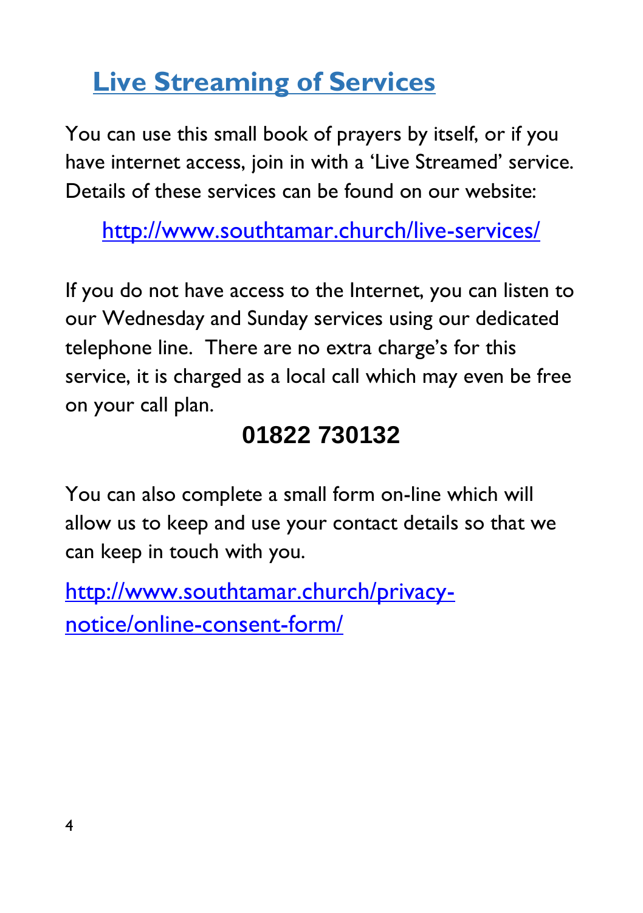## Live Streaming of Services

You can use this small book of prayers by itself, or if you have internet access, join in with a 'Live Streamed' service. Details of these services can be found on our website:

http://www.southtamar.church/live-services/

If you do not have access to the Internet, you can listen to our Wednesday and Sunday services using our dedicated telephone line. There are no extra charge's for this service, it is charged as a local call which may even be free on your call plan.

**01822 730132**

You can also complete a small form on-line which will allow us to keep and use your contact details so that we can keep in touch with you.

http://www.southtamar.church/privacy-notice/online-consent-form/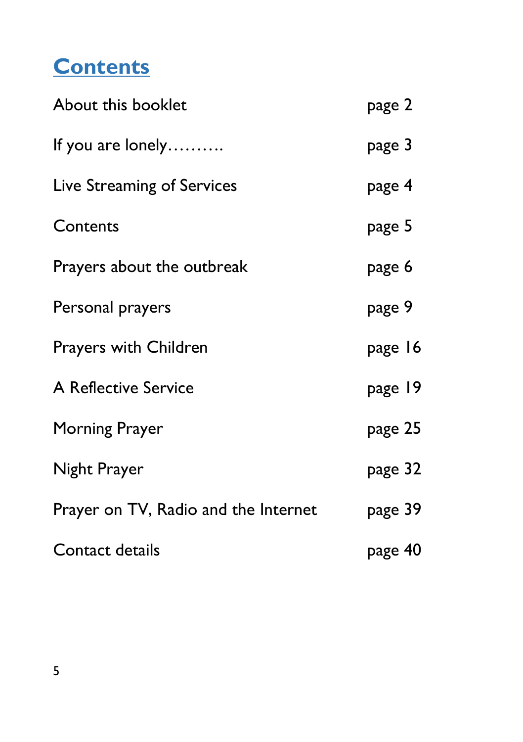# Contents

| | |
|---|---|
| About this booklet | page 2 |
| If you are lonely………. | page 3 |
| Live Streaming of Services | page 4 |
| Contents | page 5 |
| Prayers about the outbreak | page 6 |
| Personal prayers | page 9 |
| Prayers with Children | page 16 |
| A Reflective Service | page 19 |
| Morning Prayer | page 25 |
| Night Prayer | page 32 |
| Prayer on TV, Radio and the Internet | page 39 |
| Contact details | page 40 |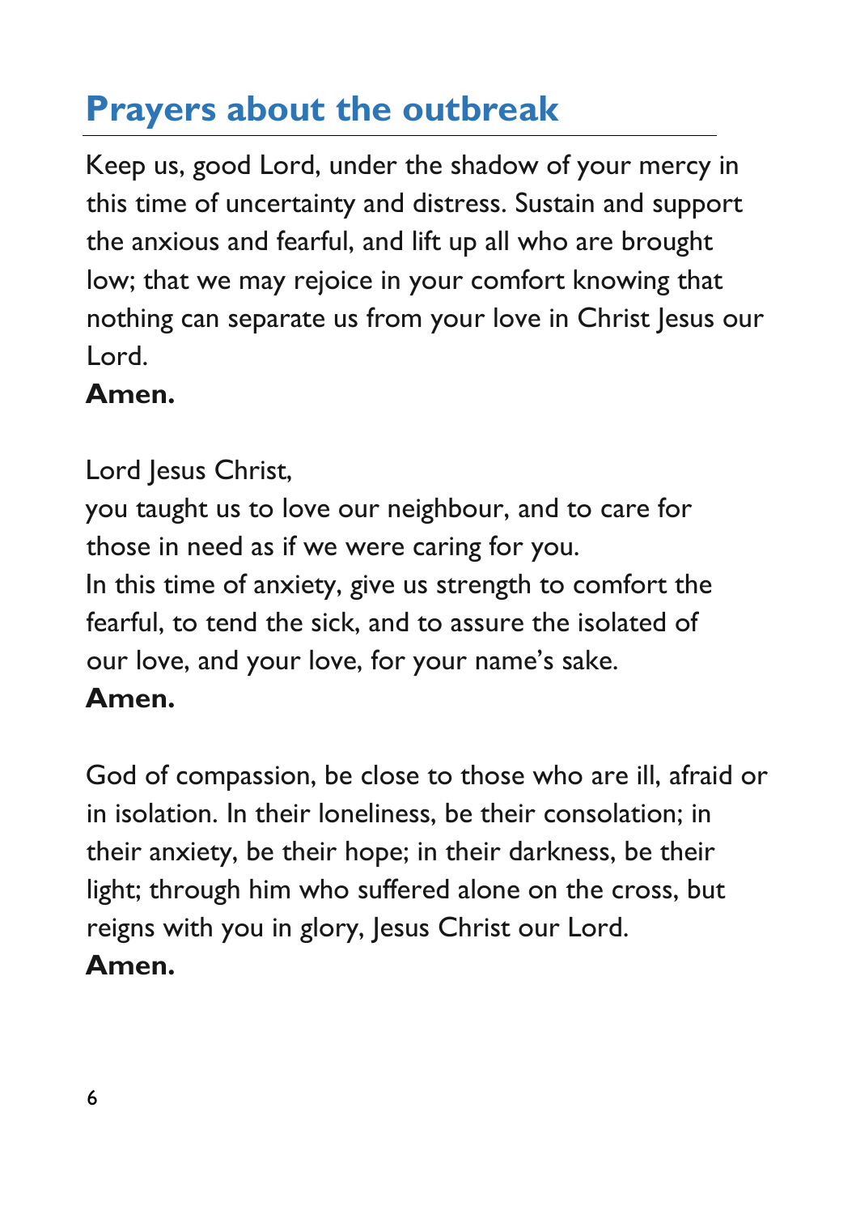## Prayers about the outbreak

Keep us, good Lord, under the shadow of your mercy in this time of uncertainty and distress. Sustain and support the anxious and fearful, and lift up all who are brought low; that we may rejoice in your comfort knowing that nothing can separate us from your love in Christ Jesus our Lord.
**Amen.**

Lord Jesus Christ,
you taught us to love our neighbour, and to care for those in need as if we were caring for you.
In this time of anxiety, give us strength to comfort the fearful, to tend the sick, and to assure the isolated of our love, and your love, for your name's sake.
**Amen.**

God of compassion, be close to those who are ill, afraid or in isolation. In their loneliness, be their consolation; in their anxiety, be their hope; in their darkness, be their light; through him who suffered alone on the cross, but reigns with you in glory, Jesus Christ our Lord.
**Amen.**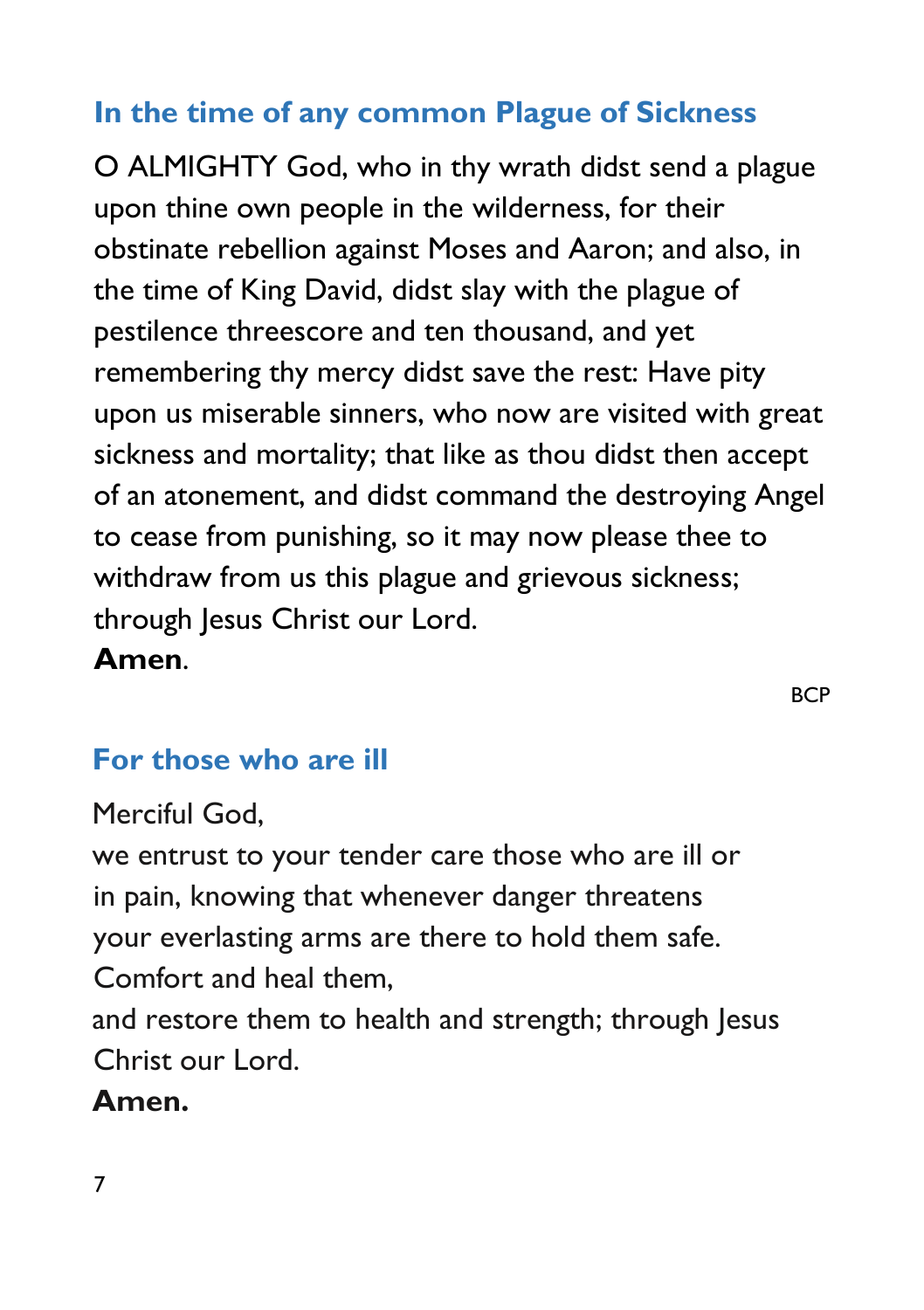## In the time of any common Plague of Sickness

O ALMIGHTY God, who in thy wrath didst send a plague upon thine own people in the wilderness, for their obstinate rebellion against Moses and Aaron; and also, in the time of King David, didst slay with the plague of pestilence threescore and ten thousand, and yet remembering thy mercy didst save the rest: Have pity upon us miserable sinners, who now are visited with great sickness and mortality; that like as thou didst then accept of an atonement, and didst command the destroying Angel to cease from punishing, so it may now please thee to withdraw from us this plague and grievous sickness; through Jesus Christ our Lord.
**Amen**.

BCP

## For those who are ill

Merciful God,
we entrust to your tender care those who are ill or in pain, knowing that whenever danger threatens your everlasting arms are there to hold them safe.
Comfort and heal them,
and restore them to health and strength; through Jesus Christ our Lord.
**Amen.**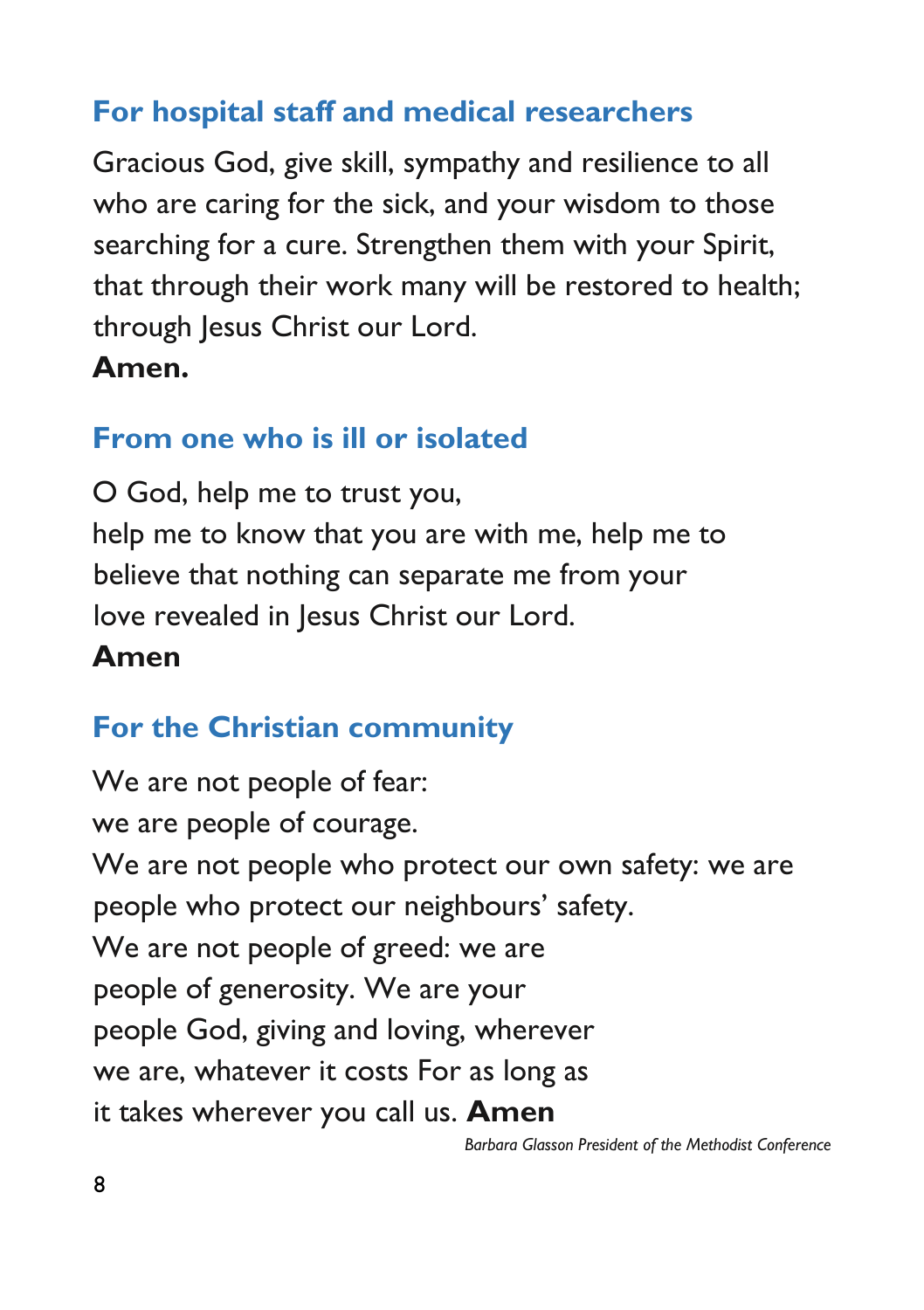## For hospital staff and medical researchers

Gracious God, give skill, sympathy and resilience to all who are caring for the sick, and your wisdom to those searching for a cure. Strengthen them with your Spirit, that through their work many will be restored to health; through Jesus Christ our Lord.
**Amen.**

## From one who is ill or isolated

O God, help me to trust you,
help me to know that you are with me, help me to believe that nothing can separate me from your love revealed in Jesus Christ our Lord.
**Amen**

## For the Christian community

We are not people of fear:
we are people of courage.
We are not people who protect our own safety: we are people who protect our neighbours' safety.
We are not people of greed: we are people of generosity. We are your people God, giving and loving, wherever we are, whatever it costs For as long as it takes wherever you call us. **Amen**

*Barbara Glasson President of the Methodist Conference*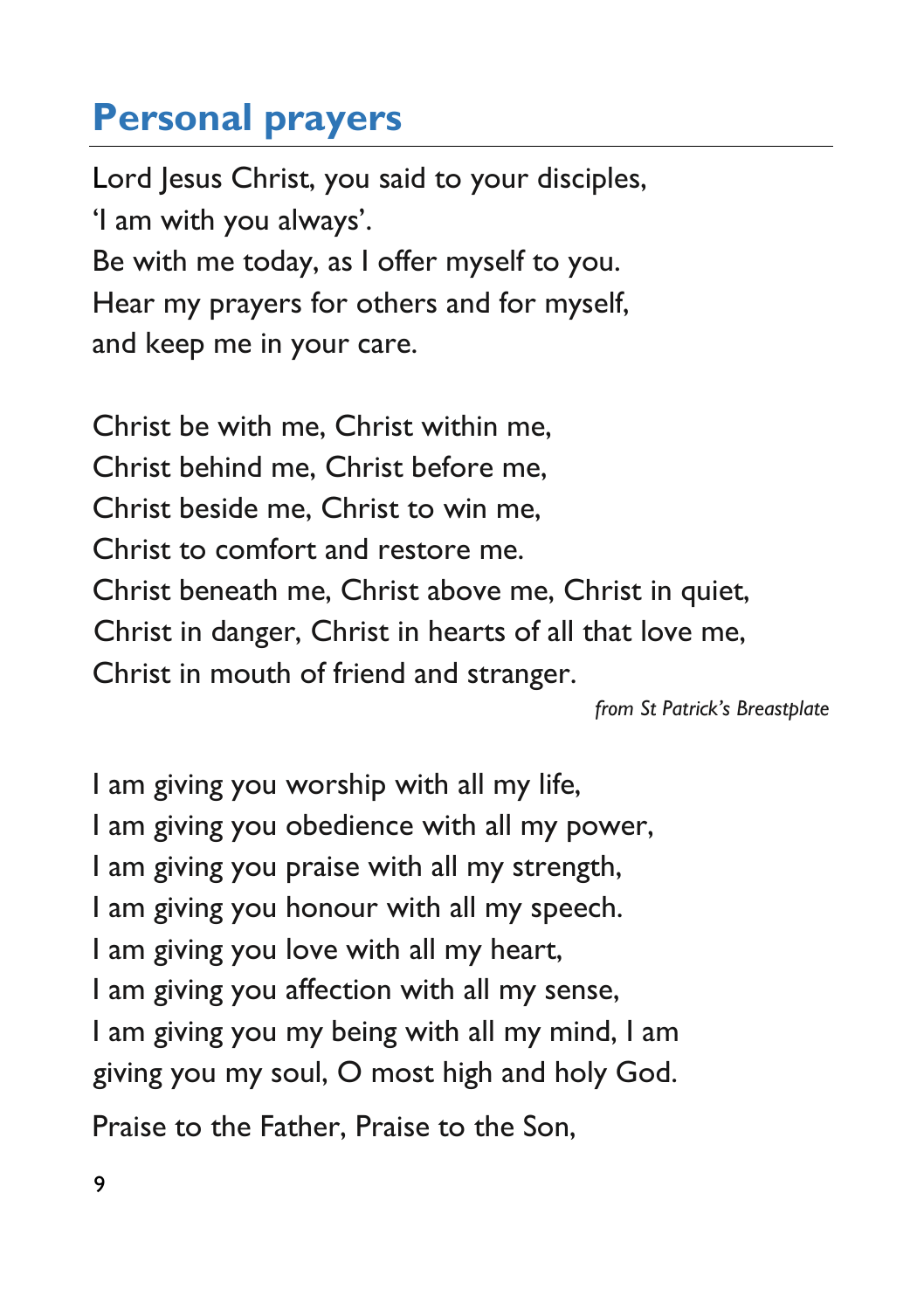## Personal prayers

Lord Jesus Christ, you said to your disciples,
'I am with you always'.
Be with me today, as I offer myself to you.
Hear my prayers for others and for myself,
and keep me in your care.

Christ be with me, Christ within me,
Christ behind me, Christ before me,
Christ beside me, Christ to win me,
Christ to comfort and restore me.
Christ beneath me, Christ above me, Christ in quiet,
Christ in danger, Christ in hearts of all that love me,
Christ in mouth of friend and stranger.

*from St Patrick's Breastplate*

I am giving you worship with all my life,
I am giving you obedience with all my power,
I am giving you praise with all my strength,
I am giving you honour with all my speech.
I am giving you love with all my heart,
I am giving you affection with all my sense,
I am giving you my being with all my mind, I am
giving you my soul, O most high and holy God.

Praise to the Father, Praise to the Son,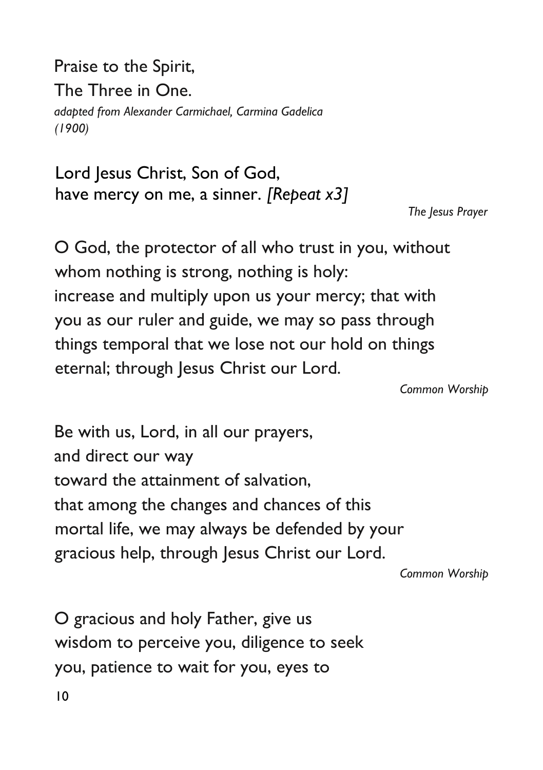Praise to the Spirit,
The Three in One.
*adapted from Alexander Carmichael, Carmina Gadelica (1900)*

Lord Jesus Christ, Son of God,
have mercy on me, a sinner. *[Repeat x3]*

*The Jesus Prayer*

O God, the protector of all who trust in you, without whom nothing is strong, nothing is holy: increase and multiply upon us your mercy; that with you as our ruler and guide, we may so pass through things temporal that we lose not our hold on things eternal; through Jesus Christ our Lord.

*Common Worship*

Be with us, Lord, in all our prayers,
and direct our way
toward the attainment of salvation,
that among the changes and chances of this mortal life, we may always be defended by your gracious help, through Jesus Christ our Lord.

*Common Worship*

O gracious and holy Father, give us wisdom to perceive you, diligence to seek you, patience to wait for you, eyes to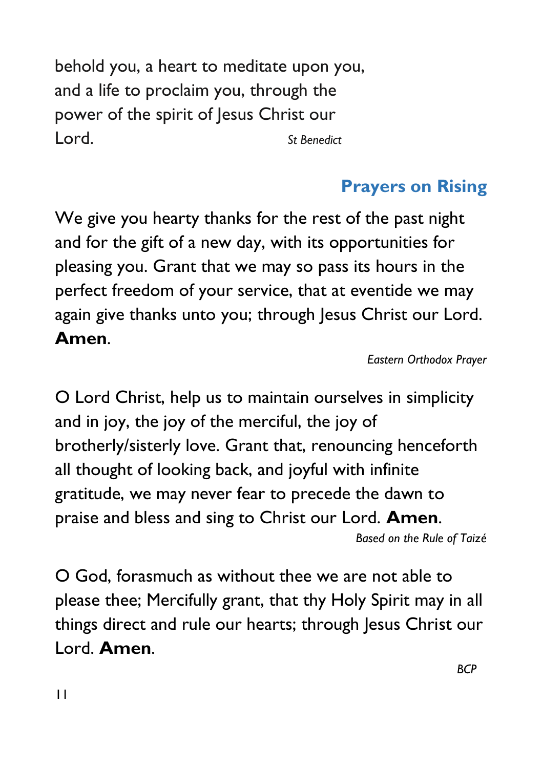behold you, a heart to meditate upon you, and a life to proclaim you, through the power of the spirit of Jesus Christ our Lord. *St Benedict*

## Prayers on Rising

We give you hearty thanks for the rest of the past night and for the gift of a new day, with its opportunities for pleasing you. Grant that we may so pass its hours in the perfect freedom of your service, that at eventide we may again give thanks unto you; through Jesus Christ our Lord. **Amen**.

*Eastern Orthodox Prayer*

O Lord Christ, help us to maintain ourselves in simplicity and in joy, the joy of the merciful, the joy of brotherly/sisterly love. Grant that, renouncing henceforth all thought of looking back, and joyful with infinite gratitude, we may never fear to precede the dawn to praise and bless and sing to Christ our Lord. **Amen**.

*Based on the Rule of Taizé*

O God, forasmuch as without thee we are not able to please thee; Mercifully grant, that thy Holy Spirit may in all things direct and rule our hearts; through Jesus Christ our Lord. **Amen**.

*BCP*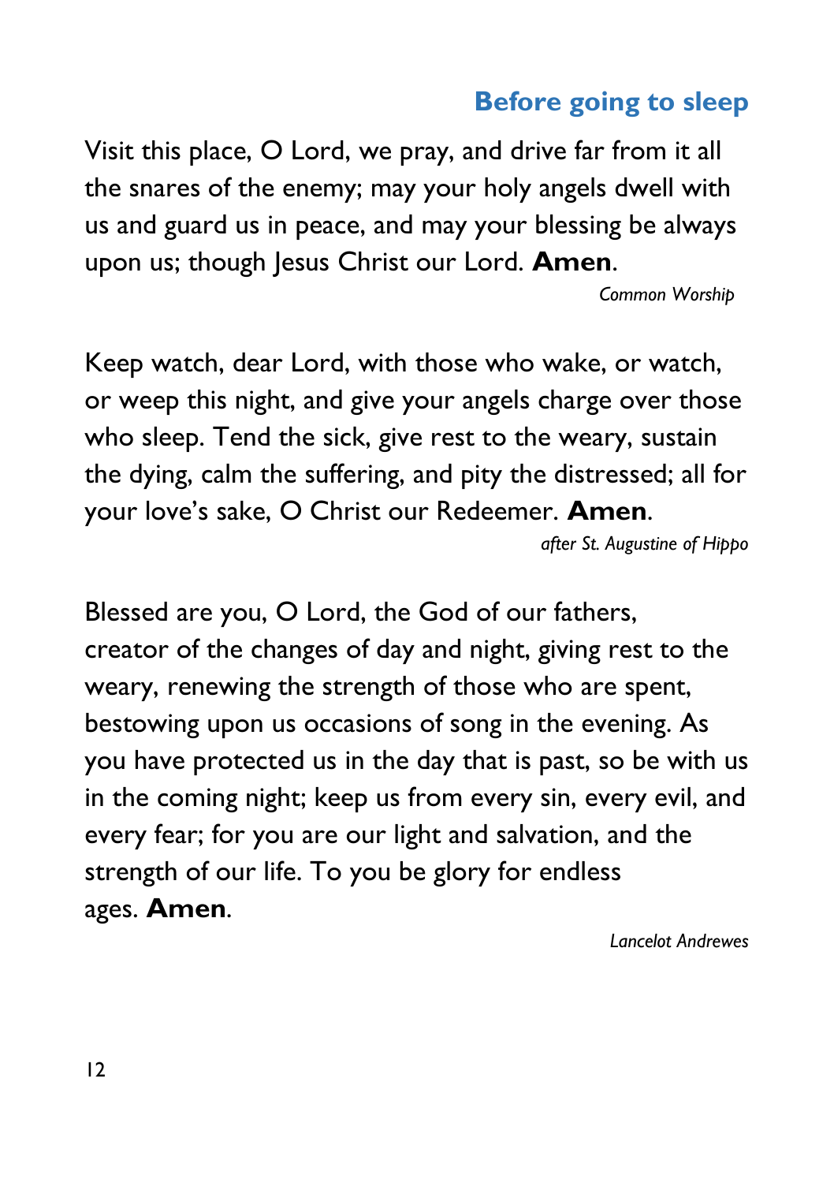## Before going to sleep

Visit this place, O Lord, we pray, and drive far from it all the snares of the enemy; may your holy angels dwell with us and guard us in peace, and may your blessing be always upon us; though Jesus Christ our Lord. **Amen**.

*Common Worship*

Keep watch, dear Lord, with those who wake, or watch, or weep this night, and give your angels charge over those who sleep. Tend the sick, give rest to the weary, sustain the dying, calm the suffering, and pity the distressed; all for your love's sake, O Christ our Redeemer. **Amen**.

*after St. Augustine of Hippo*

Blessed are you, O Lord, the God of our fathers, creator of the changes of day and night, giving rest to the weary, renewing the strength of those who are spent, bestowing upon us occasions of song in the evening. As you have protected us in the day that is past, so be with us in the coming night; keep us from every sin, every evil, and every fear; for you are our light and salvation, and the strength of our life. To you be glory for endless ages. **Amen**.

*Lancelot Andrewes*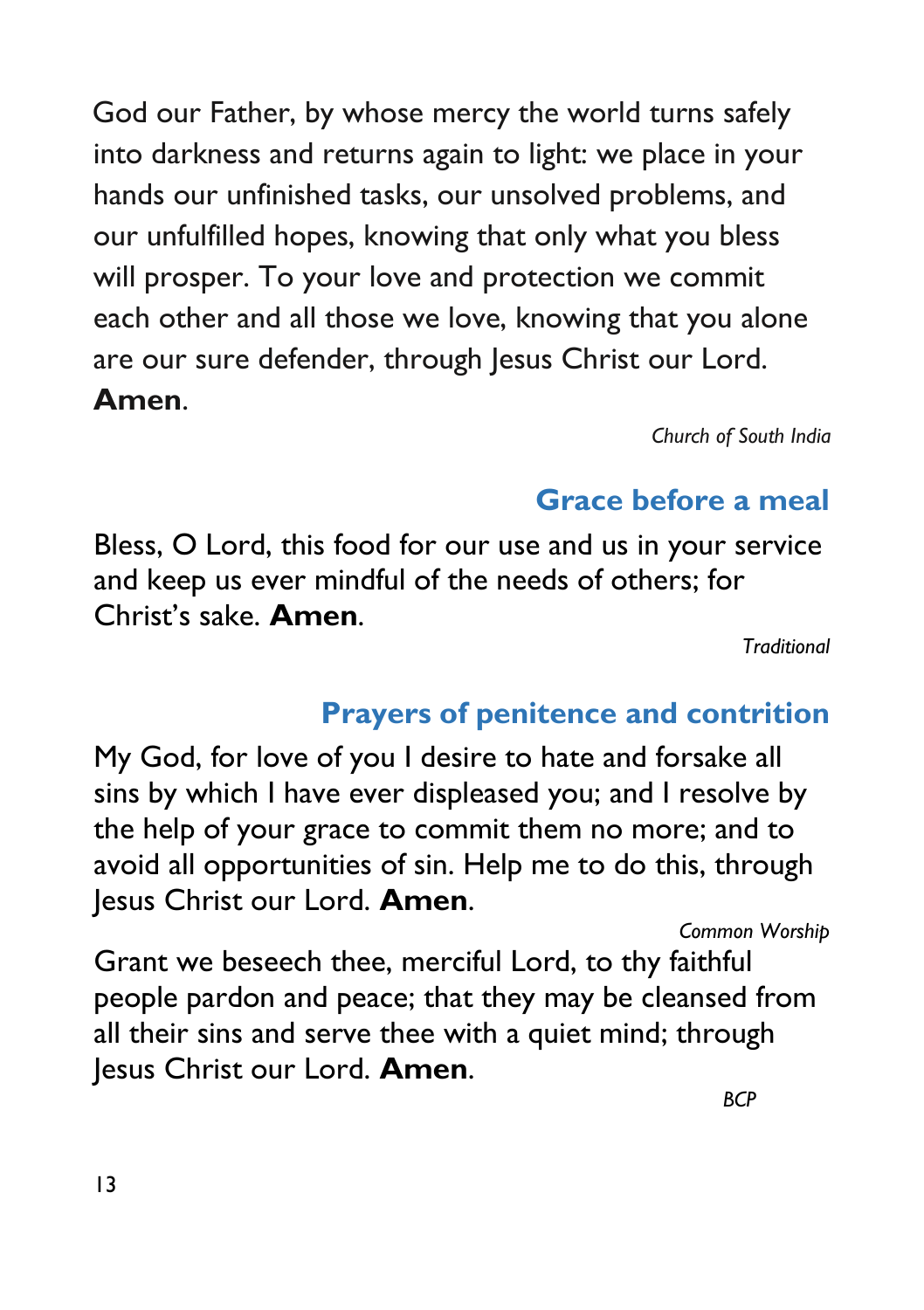God our Father, by whose mercy the world turns safely into darkness and returns again to light: we place in your hands our unfinished tasks, our unsolved problems, and our unfulfilled hopes, knowing that only what you bless will prosper. To your love and protection we commit each other and all those we love, knowing that you alone are our sure defender, through Jesus Christ our Lord. **Amen**.

*Church of South India*

## Grace before a meal

Bless, O Lord, this food for our use and us in your service and keep us ever mindful of the needs of others; for Christ's sake. **Amen**.

*Traditional*

## Prayers of penitence and contrition

My God, for love of you I desire to hate and forsake all sins by which I have ever displeased you; and I resolve by the help of your grace to commit them no more; and to avoid all opportunities of sin. Help me to do this, through Jesus Christ our Lord. **Amen**.

*Common Worship*

Grant we beseech thee, merciful Lord, to thy faithful people pardon and peace; that they may be cleansed from all their sins and serve thee with a quiet mind; through Jesus Christ our Lord. **Amen**.

*BCP*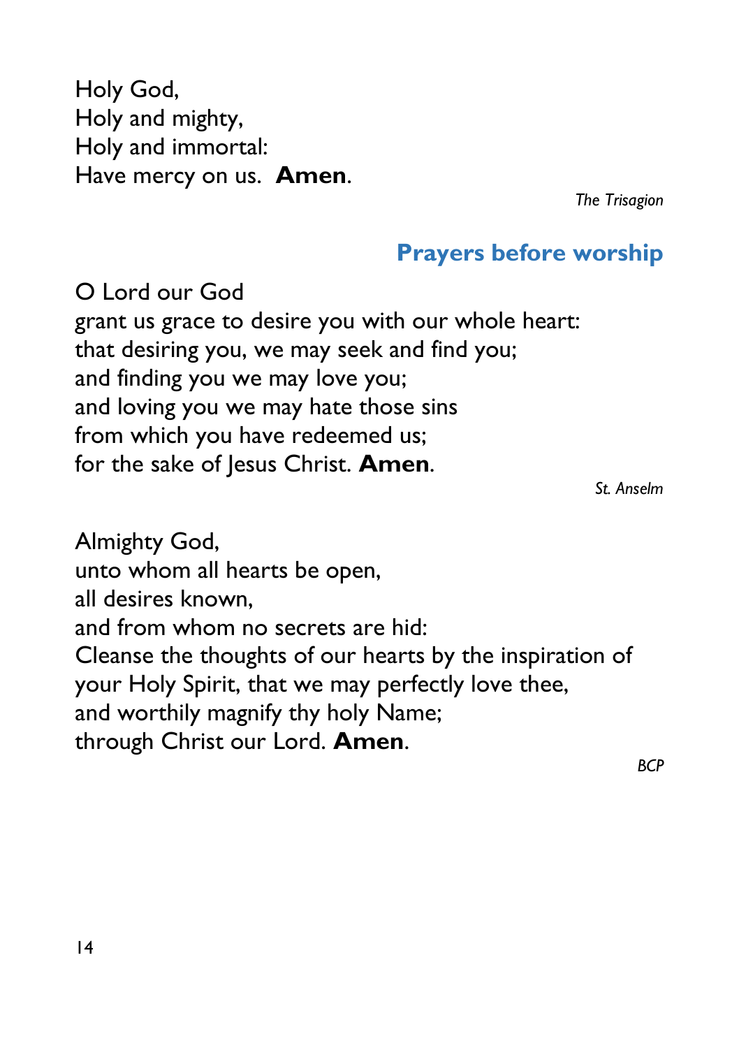Holy God,  
Holy and mighty,  
Holy and immortal:  
Have mercy on us. **Amen**.

*The Trisagion*

## Prayers before worship

O Lord our God  
grant us grace to desire you with our whole heart:  
that desiring you, we may seek and find you;  
and finding you we may love you;  
and loving you we may hate those sins  
from which you have redeemed us;  
for the sake of Jesus Christ. **Amen**.

*St. Anselm*

Almighty God,  
unto whom all hearts be open,  
all desires known,  
and from whom no secrets are hid:  
Cleanse the thoughts of our hearts by the inspiration of your Holy Spirit, that we may perfectly love thee,  
and worthily magnify thy holy Name;  
through Christ our Lord. **Amen**.

*BCP*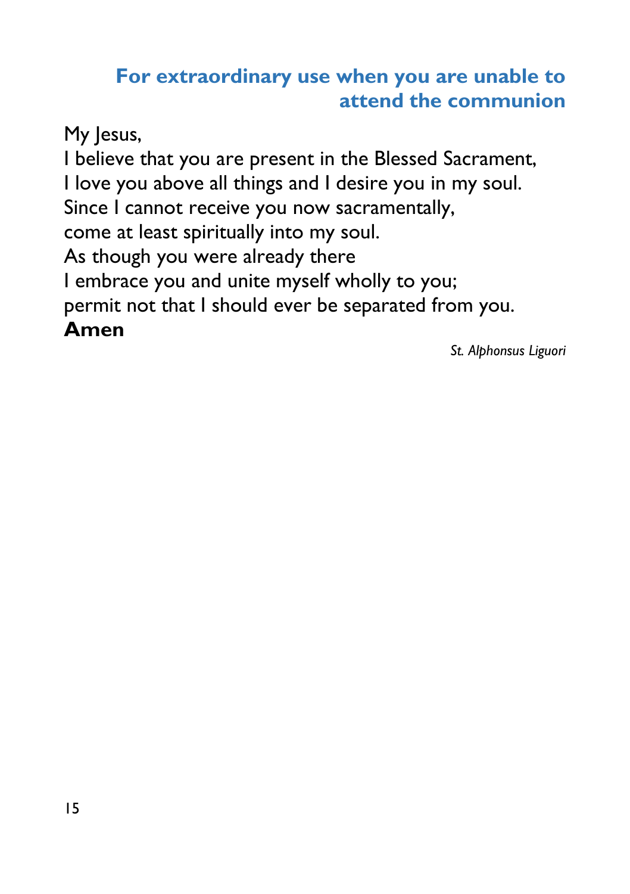## For extraordinary use when you are unable to attend the communion

My Jesus,
I believe that you are present in the Blessed Sacrament,
I love you above all things and I desire you in my soul.
Since I cannot receive you now sacramentally,
come at least spiritually into my soul.
As though you were already there
I embrace you and unite myself wholly to you;
permit not that I should ever be separated from you.
**Amen**

*St. Alphonsus Liguori*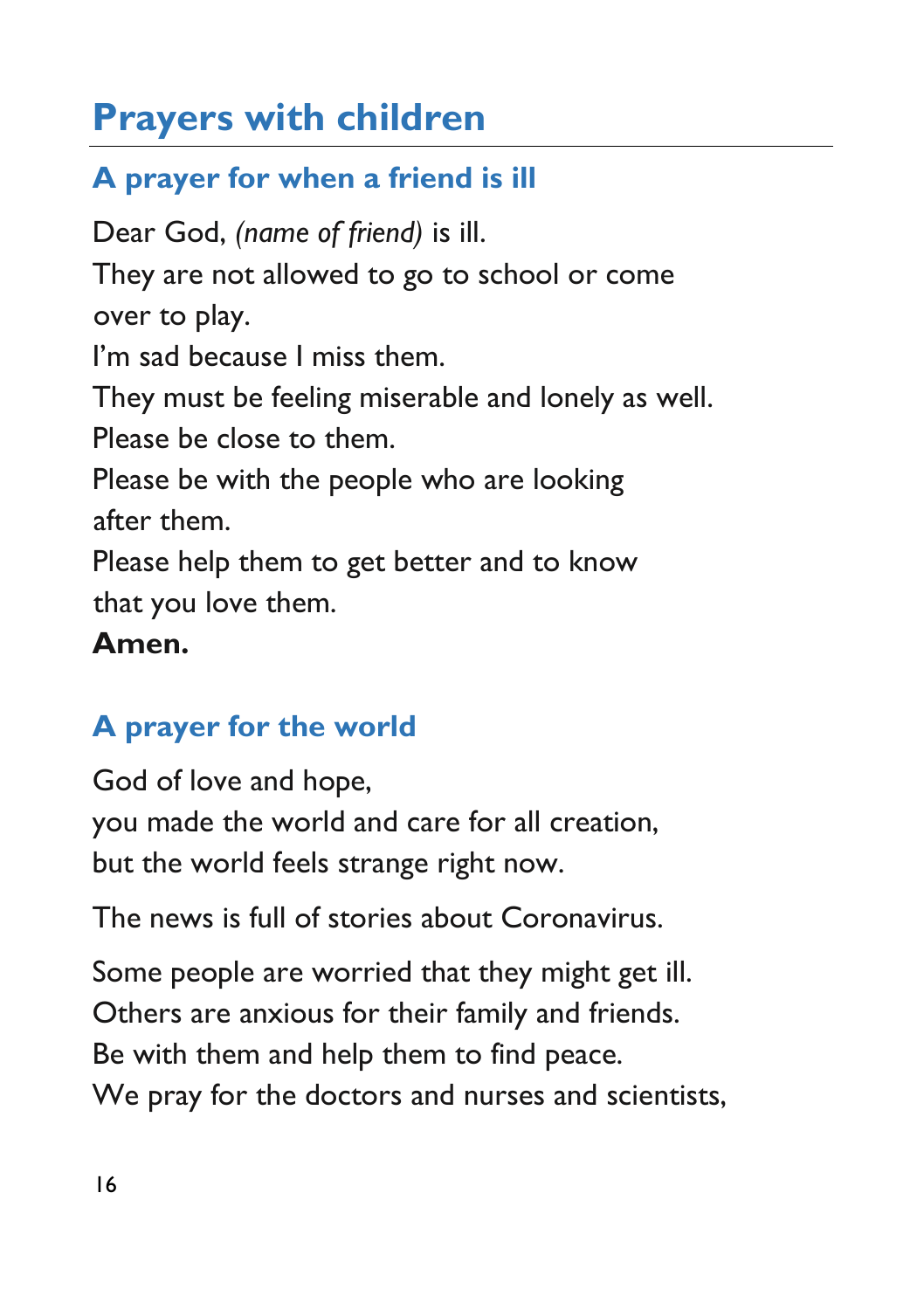# Prayers with children

## A prayer for when a friend is ill

Dear God, *(name of friend)* is ill.
They are not allowed to go to school or come over to play.
I'm sad because I miss them.
They must be feeling miserable and lonely as well.
Please be close to them.
Please be with the people who are looking after them.
Please help them to get better and to know that you love them.
**Amen.**

## A prayer for the world

God of love and hope,
you made the world and care for all creation,
but the world feels strange right now.

The news is full of stories about Coronavirus.

Some people are worried that they might get ill.
Others are anxious for their family and friends.
Be with them and help them to find peace.
We pray for the doctors and nurses and scientists,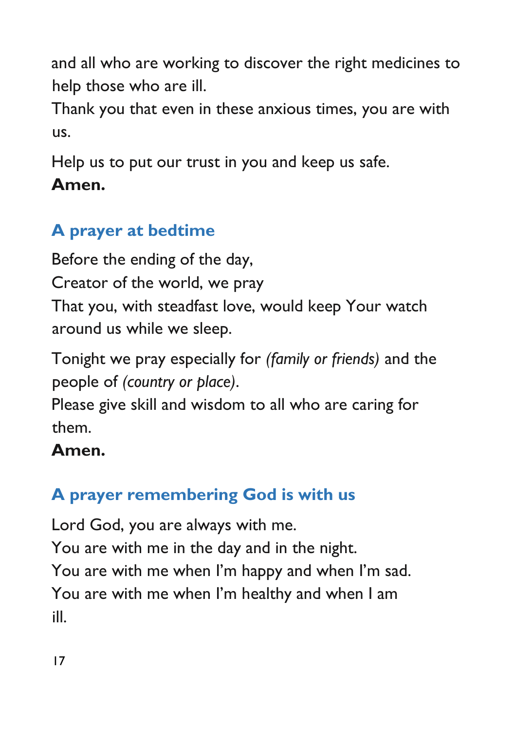and all who are working to discover the right medicines to help those who are ill.
Thank you that even in these anxious times, you are with us.

Help us to put our trust in you and keep us safe.
**Amen.**

## A prayer at bedtime

Before the ending of the day,
Creator of the world, we pray
That you, with steadfast love, would keep Your watch around us while we sleep.

Tonight we pray especially for *(family or friends)* and the people of *(country or place)*.
Please give skill and wisdom to all who are caring for them.
**Amen.**

## A prayer remembering God is with us

Lord God, you are always with me.
You are with me in the day and in the night.
You are with me when I'm happy and when I'm sad.
You are with me when I'm healthy and when I am ill.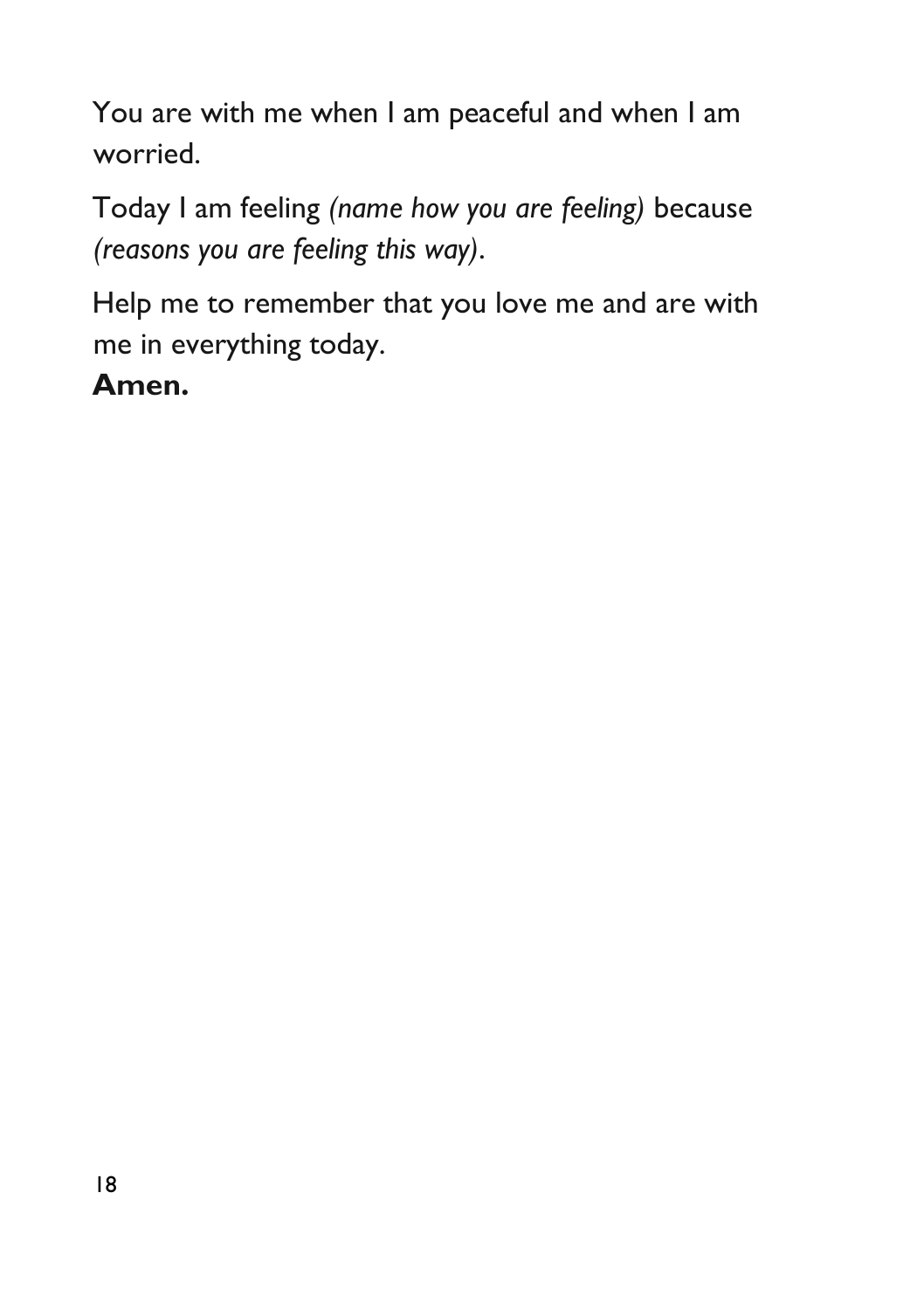You are with me when I am peaceful and when I am worried.

Today I am feeling *(name how you are feeling)* because *(reasons you are feeling this way)*.

Help me to remember that you love me and are with me in everything today.

**Amen.**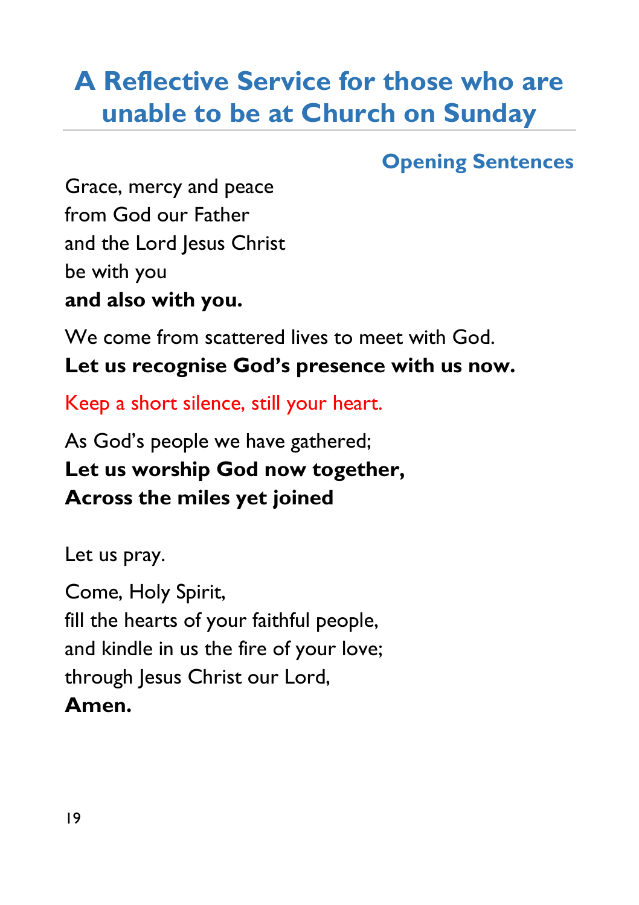# A Reflective Service for those who are unable to be at Church on Sunday

## Opening Sentences

Grace, mercy and peace
from God our Father
and the Lord Jesus Christ
be with you
**and also with you.**

We come from scattered lives to meet with God.
**Let us recognise God's presence with us now.**

*Keep a short silence, still your heart.*

As God's people we have gathered;
**Let us worship God now together,**
**Across the miles yet joined**

Let us pray.

Come, Holy Spirit,
fill the hearts of your faithful people,
and kindle in us the fire of your love;
through Jesus Christ our Lord,
**Amen.**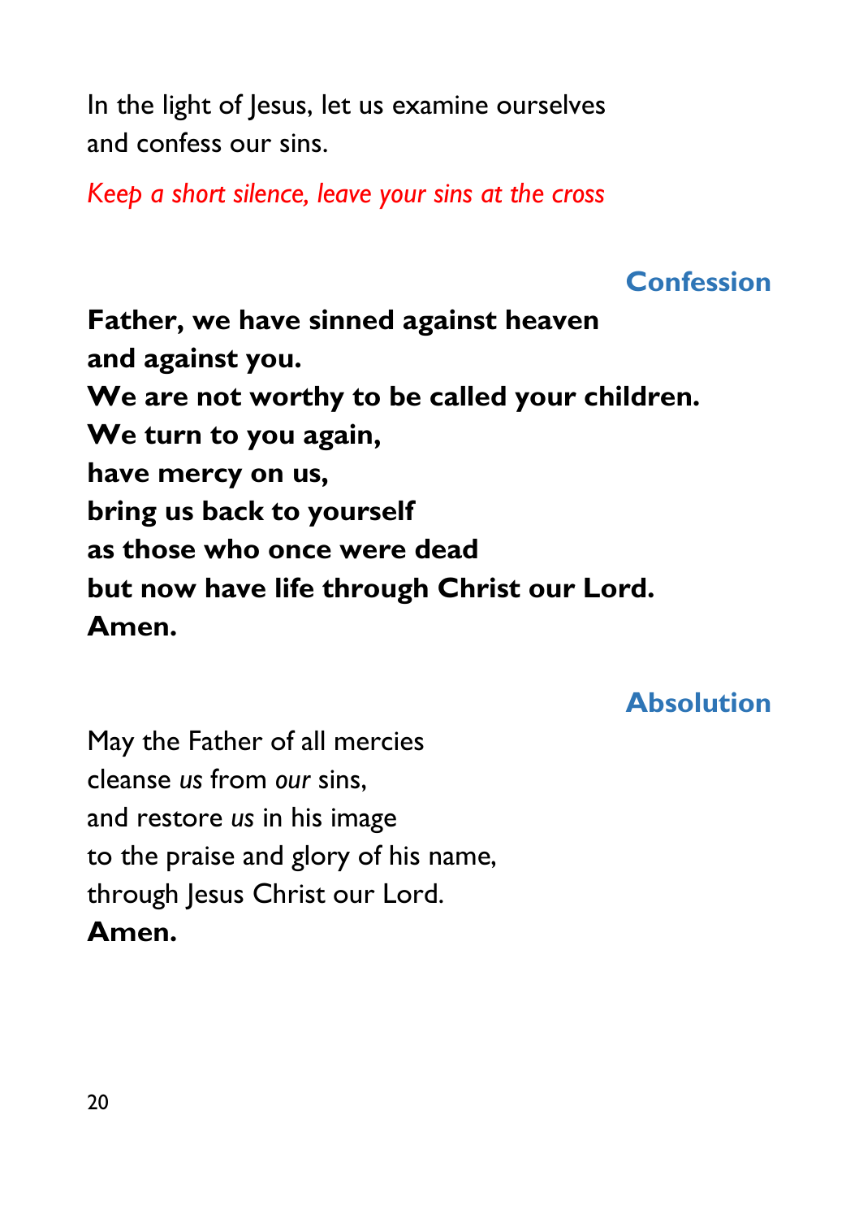In the light of Jesus, let us examine ourselves
and confess our sins.

*Keep a short silence, leave your sins at the cross*

## Confession

**Father, we have sinned against heaven**
**and against you.**
**We are not worthy to be called your children.**
**We turn to you again,**
**have mercy on us,**
**bring us back to yourself**
**as those who once were dead**
**but now have life through Christ our Lord.**
**Amen.**

## Absolution

May the Father of all mercies
cleanse *us* from *our* sins,
and restore *us* in his image
to the praise and glory of his name,
through Jesus Christ our Lord.
**Amen.**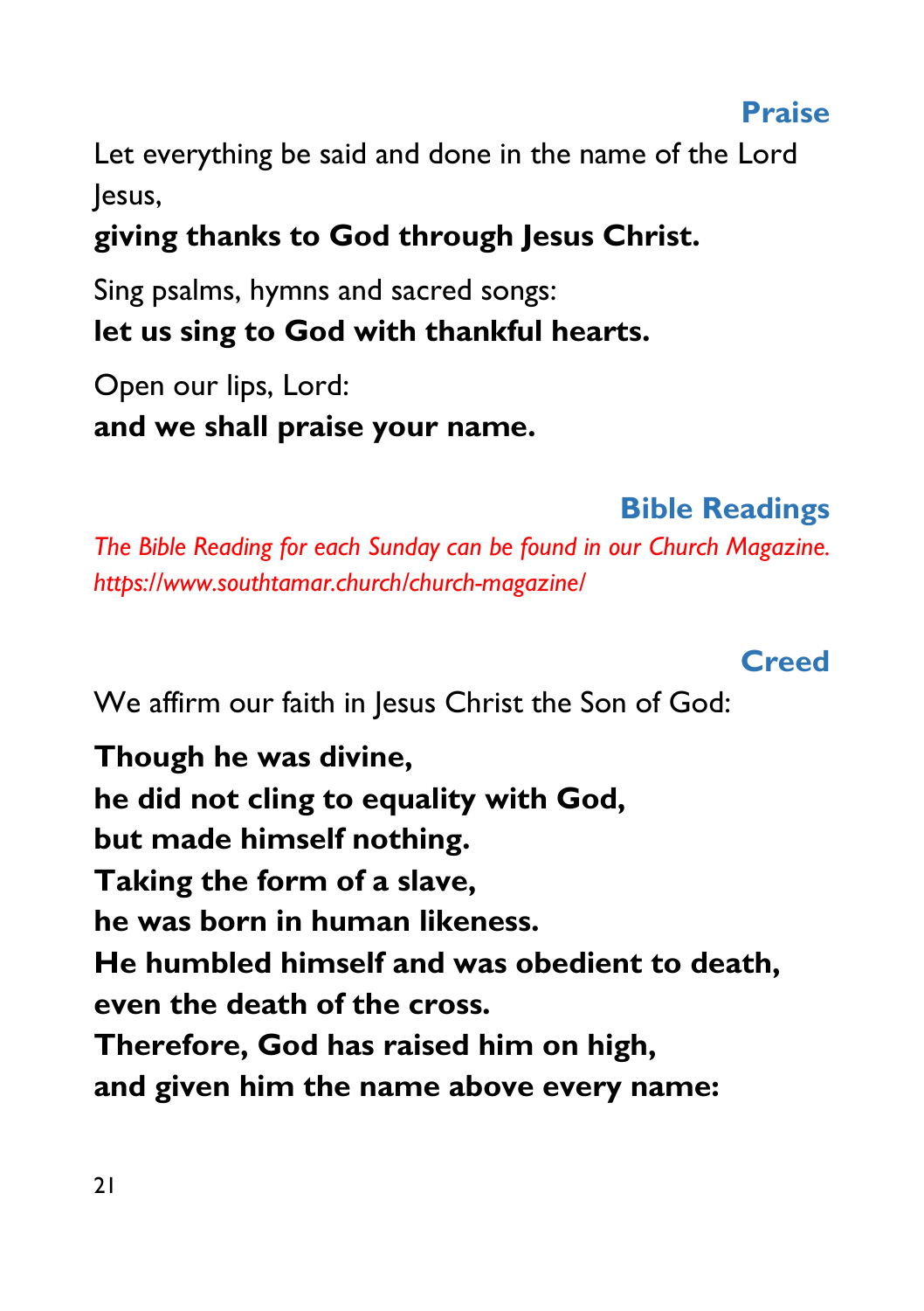## Praise

Let everything be said and done in the name of the Lord Jesus,

**giving thanks to God through Jesus Christ.**

Sing psalms, hymns and sacred songs:
**let us sing to God with thankful hearts.**

Open our lips, Lord:
**and we shall praise your name.**

## Bible Readings

*The Bible Reading for each Sunday can be found in our Church Magazine. https://www.southtamar.church/church-magazine/*

## Creed

We affirm our faith in Jesus Christ the Son of God:

**Though he was divine,**
**he did not cling to equality with God,**
**but made himself nothing.**
**Taking the form of a slave,**
**he was born in human likeness.**
**He humbled himself and was obedient to death,**
**even the death of the cross.**
**Therefore, God has raised him on high,**
**and given him the name above every name:**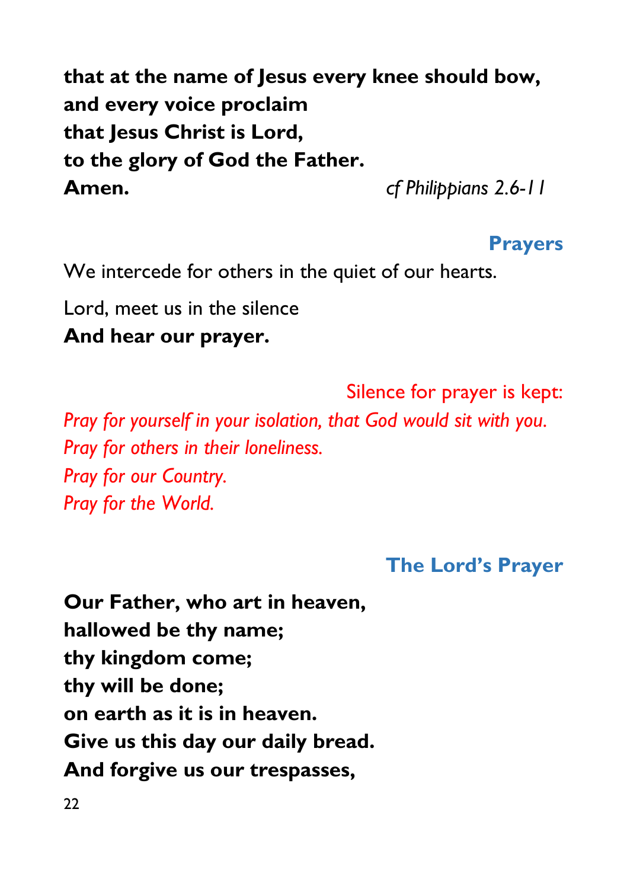**that at the name of Jesus every knee should bow,**
**and every voice proclaim**
**that Jesus Christ is Lord,**
**to the glory of God the Father.**
**Amen.** *cf Philippians 2.6-11*

## Prayers

We intercede for others in the quiet of our hearts.

Lord, meet us in the silence
**And hear our prayer.**

Silence for prayer is kept:
*Pray for yourself in your isolation, that God would sit with you.*
*Pray for others in their loneliness.*
*Pray for our Country.*
*Pray for the World.*

## The Lord's Prayer

**Our Father, who art in heaven,**
**hallowed be thy name;**
**thy kingdom come;**
**thy will be done;**
**on earth as it is in heaven.**
**Give us this day our daily bread.**
**And forgive us our trespasses,**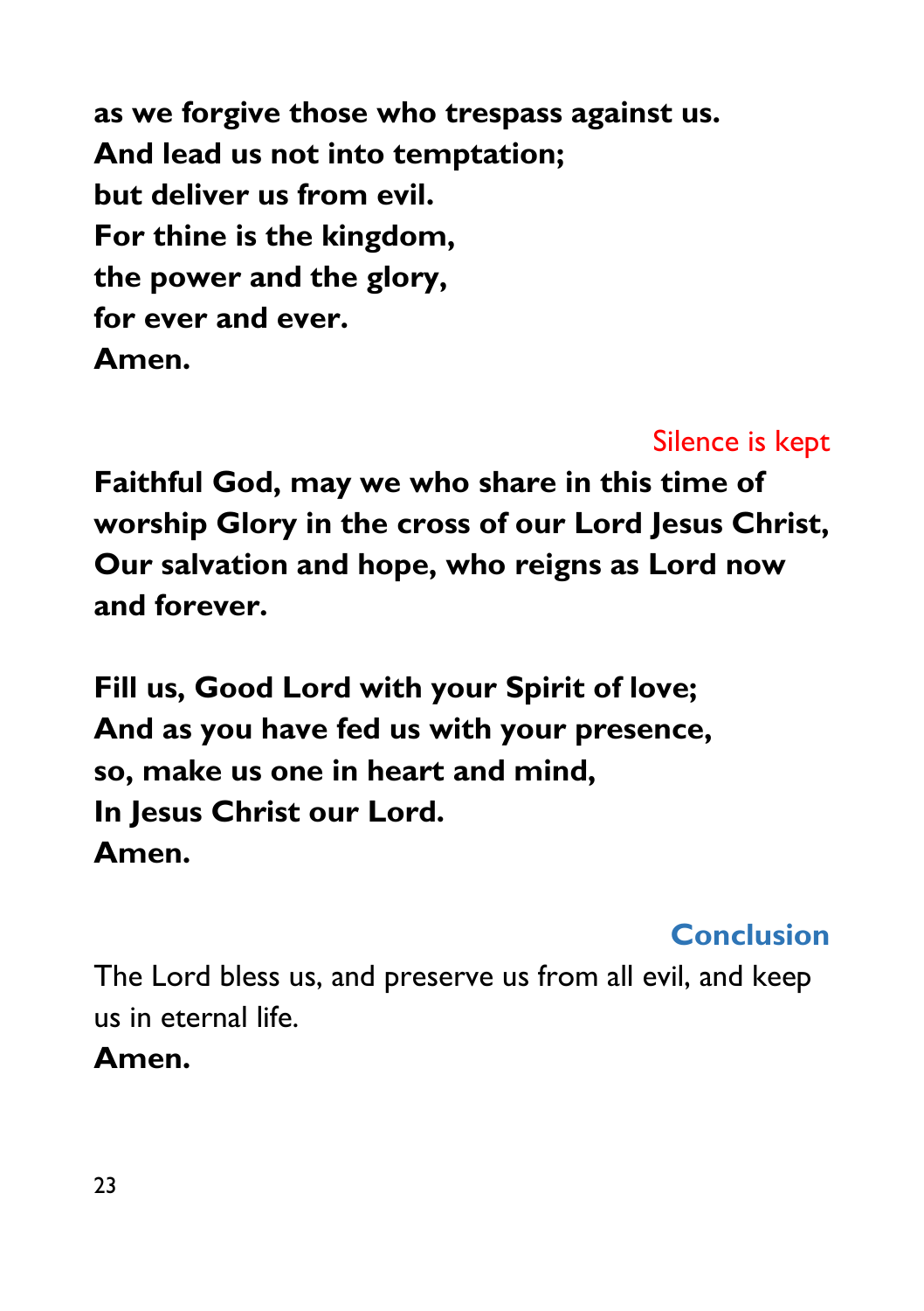**as we forgive those who trespass against us.**
**And lead us not into temptation;**
**but deliver us from evil.**
**For thine is the kingdom,**
**the power and the glory,**
**for ever and ever.**
**Amen.**

*Silence is kept*

**Faithful God, may we who share in this time of worship Glory in the cross of our Lord Jesus Christ, Our salvation and hope, who reigns as Lord now and forever.**

**Fill us, Good Lord with your Spirit of love;**
**And as you have fed us with your presence,**
**so, make us one in heart and mind,**
**In Jesus Christ our Lord.**
**Amen.**

## Conclusion

The Lord bless us, and preserve us from all evil, and keep us in eternal life.
**Amen.**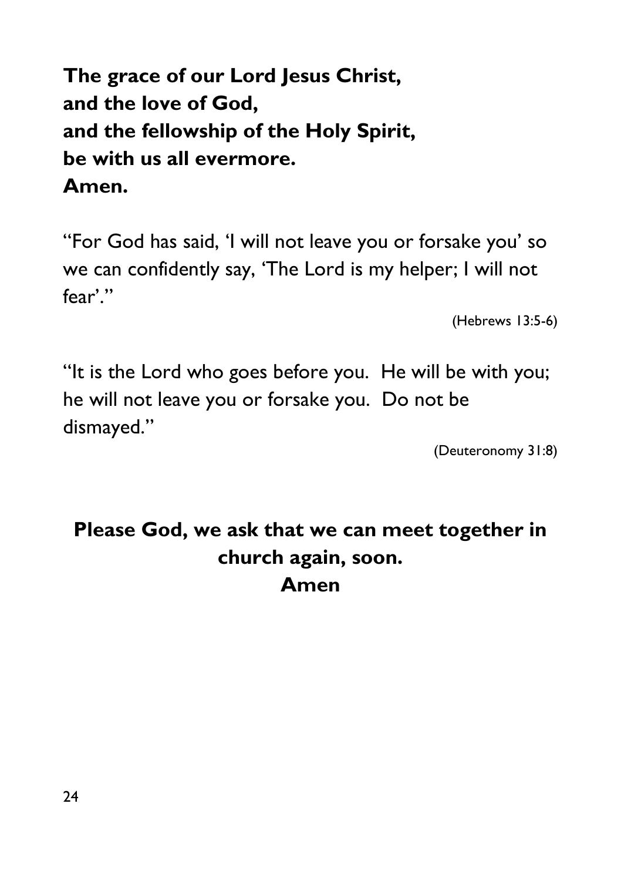**The grace of our Lord Jesus Christ,**
**and the love of God,**
**and the fellowship of the Holy Spirit,**
**be with us all evermore.**
**Amen.**

"For God has said, 'I will not leave you or forsake you' so we can confidently say, 'The Lord is my helper; I will not fear'."

(Hebrews 13:5-6)

"It is the Lord who goes before you. He will be with you; he will not leave you or forsake you. Do not be dismayed."

(Deuteronomy 31:8)

**Please God, we ask that we can meet together in church again, soon.**
**Amen**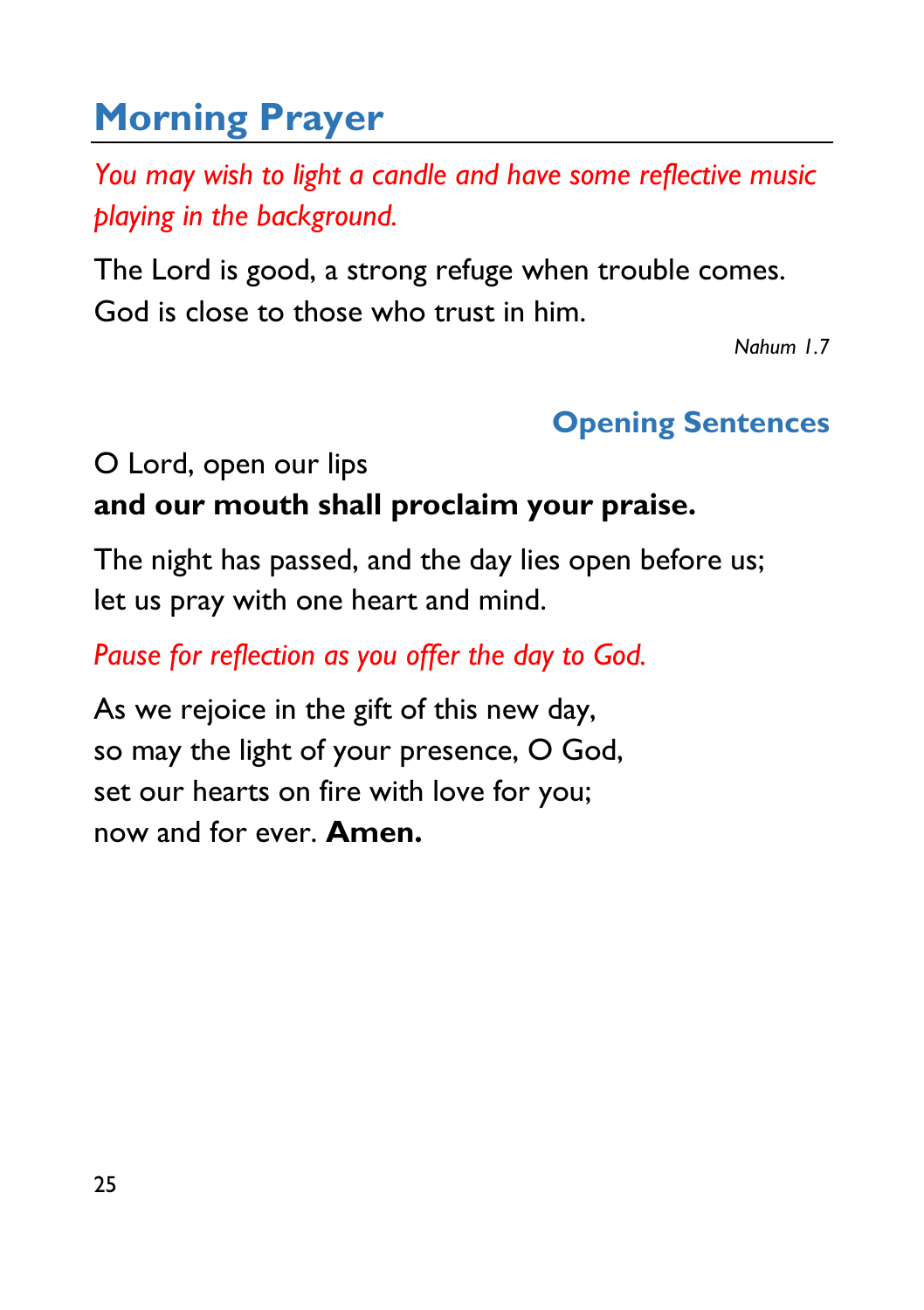# Morning Prayer

*You may wish to light a candle and have some reflective music playing in the background.*

The Lord is good, a strong refuge when trouble comes.
God is close to those who trust in him.

*Nahum 1.7*

## Opening Sentences

O Lord, open our lips
**and our mouth shall proclaim your praise.**

The night has passed, and the day lies open before us;
let us pray with one heart and mind.

*Pause for reflection as you offer the day to God.*

As we rejoice in the gift of this new day,
so may the light of your presence, O God,
set our hearts on fire with love for you;
now and for ever. **Amen.**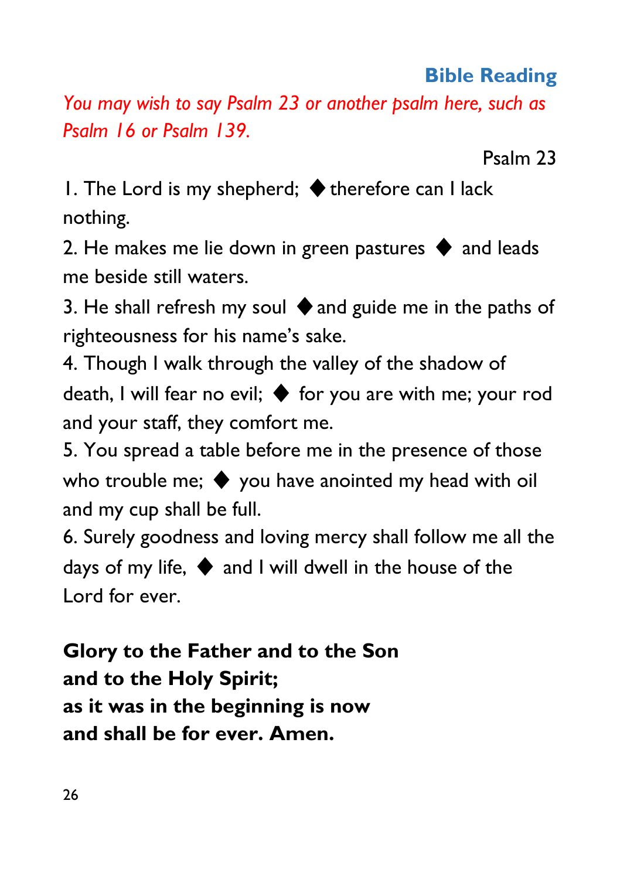## Bible Reading

*You may wish to say Psalm 23 or another psalm here, such as Psalm 16 or Psalm 139.*

Psalm 23

1. The Lord is my shepherd; ◆ therefore can I lack nothing.
2. He makes me lie down in green pastures ◆ and leads me beside still waters.
3. He shall refresh my soul ◆ and guide me in the paths of righteousness for his name's sake.
4. Though I walk through the valley of the shadow of death, I will fear no evil; ◆ for you are with me; your rod and your staff, they comfort me.
5. You spread a table before me in the presence of those who trouble me; ◆ you have anointed my head with oil and my cup shall be full.
6. Surely goodness and loving mercy shall follow me all the days of my life, ◆ and I will dwell in the house of the Lord for ever.

**Glory to the Father and to the Son**
**and to the Holy Spirit;**
**as it was in the beginning is now**
**and shall be for ever. Amen.**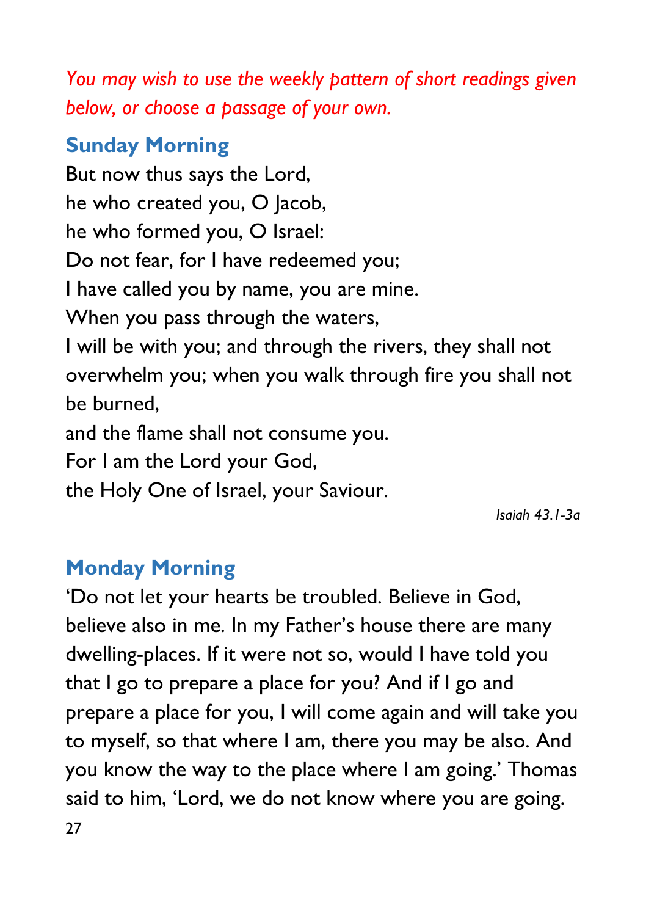*You may wish to use the weekly pattern of short readings given below, or choose a passage of your own.*

## Sunday Morning

But now thus says the Lord,
he who created you, O Jacob,
he who formed you, O Israel:
Do not fear, for I have redeemed you;
I have called you by name, you are mine.
When you pass through the waters,
I will be with you; and through the rivers, they shall not overwhelm you; when you walk through fire you shall not be burned,
and the flame shall not consume you.
For I am the Lord your God,
the Holy One of Israel, your Saviour.

*Isaiah 43.1-3a*

## Monday Morning

'Do not let your hearts be troubled. Believe in God, believe also in me. In my Father's house there are many dwelling-places. If it were not so, would I have told you that I go to prepare a place for you? And if I go and prepare a place for you, I will come again and will take you to myself, so that where I am, there you may be also. And you know the way to the place where I am going.' Thomas said to him, 'Lord, we do not know where you are going.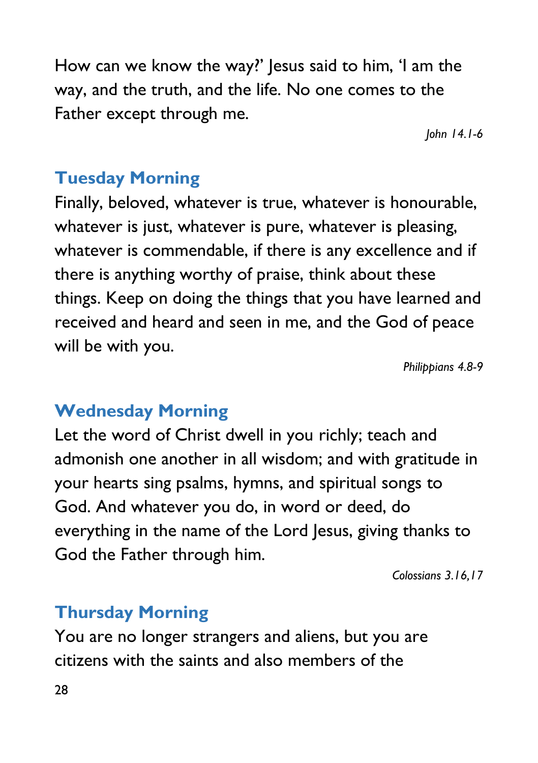How can we know the way?' Jesus said to him, 'I am the way, and the truth, and the life. No one comes to the Father except through me.

*John 14.1-6*

## Tuesday Morning

Finally, beloved, whatever is true, whatever is honourable, whatever is just, whatever is pure, whatever is pleasing, whatever is commendable, if there is any excellence and if there is anything worthy of praise, think about these things. Keep on doing the things that you have learned and received and heard and seen in me, and the God of peace will be with you.

*Philippians 4.8-9*

## Wednesday Morning

Let the word of Christ dwell in you richly; teach and admonish one another in all wisdom; and with gratitude in your hearts sing psalms, hymns, and spiritual songs to God. And whatever you do, in word or deed, do everything in the name of the Lord Jesus, giving thanks to God the Father through him.

*Colossians 3.16,17*

## Thursday Morning

You are no longer strangers and aliens, but you are citizens with the saints and also members of the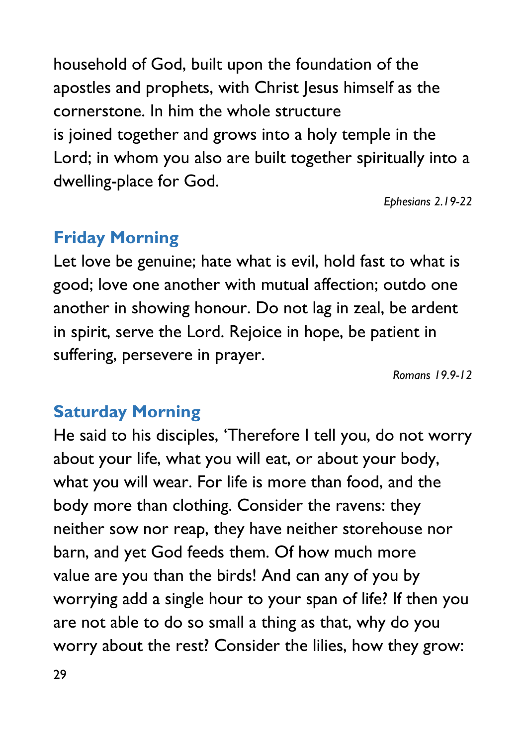household of God, built upon the foundation of the apostles and prophets, with Christ Jesus himself as the cornerstone. In him the whole structure is joined together and grows into a holy temple in the Lord; in whom you also are built together spiritually into a dwelling-place for God.

*Ephesians 2.19-22*

## Friday Morning

Let love be genuine; hate what is evil, hold fast to what is good; love one another with mutual affection; outdo one another in showing honour. Do not lag in zeal, be ardent in spirit, serve the Lord. Rejoice in hope, be patient in suffering, persevere in prayer.

*Romans 19.9-12*

## Saturday Morning

He said to his disciples, 'Therefore I tell you, do not worry about your life, what you will eat, or about your body, what you will wear. For life is more than food, and the body more than clothing. Consider the ravens: they neither sow nor reap, they have neither storehouse nor barn, and yet God feeds them. Of how much more value are you than the birds! And can any of you by worrying add a single hour to your span of life? If then you are not able to do so small a thing as that, why do you worry about the rest? Consider the lilies, how they grow: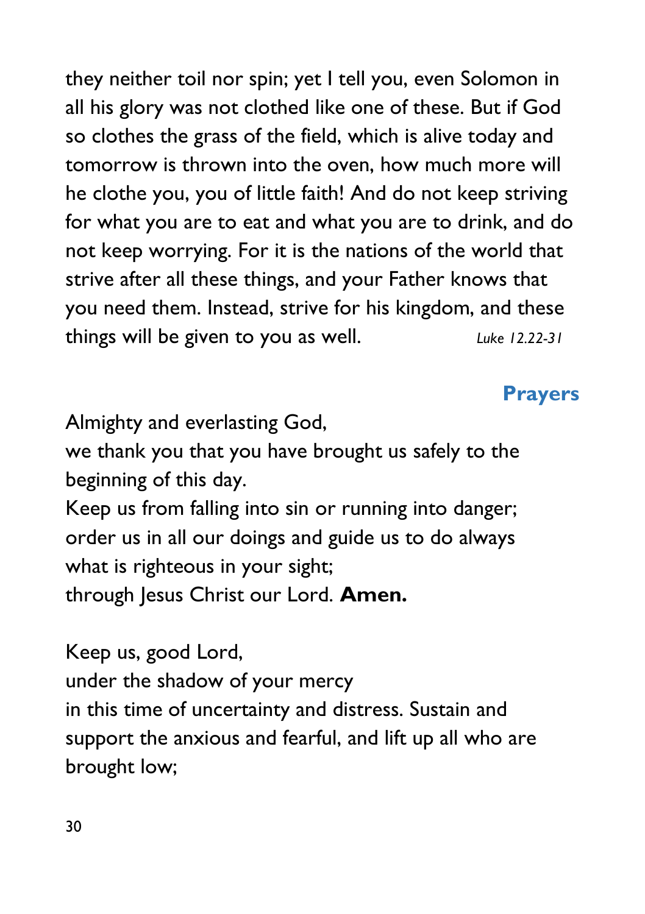they neither toil nor spin; yet I tell you, even Solomon in all his glory was not clothed like one of these. But if God so clothes the grass of the field, which is alive today and tomorrow is thrown into the oven, how much more will he clothe you, you of little faith! And do not keep striving for what you are to eat and what you are to drink, and do not keep worrying. For it is the nations of the world that strive after all these things, and your Father knows that you need them. Instead, strive for his kingdom, and these things will be given to you as well. *Luke 12.22-31*

## Prayers

Almighty and everlasting God,  
we thank you that you have brought us safely to the beginning of this day.  
Keep us from falling into sin or running into danger;  
order us in all our doings and guide us to do always what is righteous in your sight;  
through Jesus Christ our Lord. **Amen.**

Keep us, good Lord,  
under the shadow of your mercy  
in this time of uncertainty and distress. Sustain and support the anxious and fearful, and lift up all who are brought low;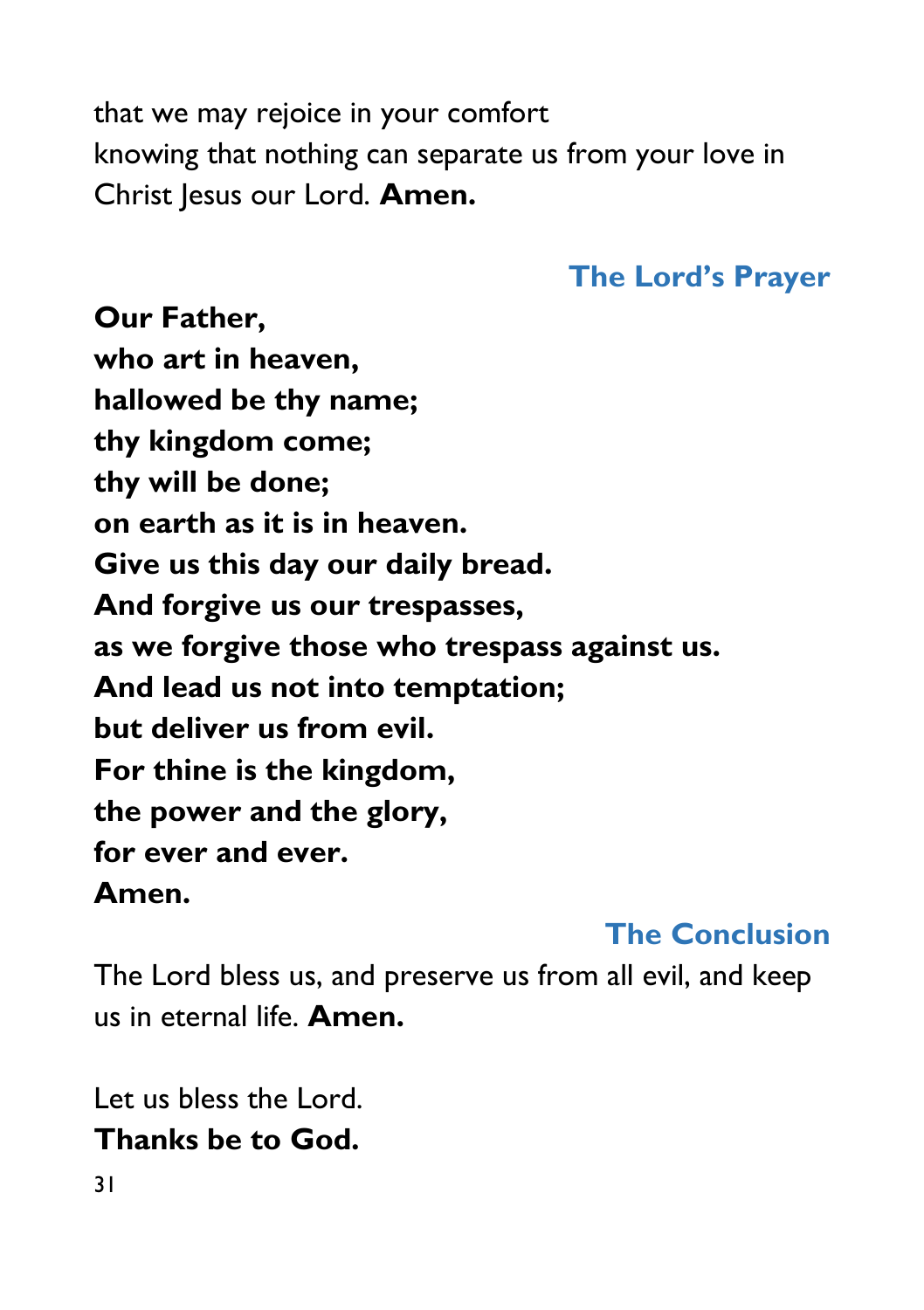that we may rejoice in your comfort
knowing that nothing can separate us from your love in Christ Jesus our Lord. **Amen.**

## The Lord's Prayer

**Our Father,**
**who art in heaven,**
**hallowed be thy name;**
**thy kingdom come;**
**thy will be done;**
**on earth as it is in heaven.**
**Give us this day our daily bread.**
**And forgive us our trespasses,**
**as we forgive those who trespass against us.**
**And lead us not into temptation;**
**but deliver us from evil.**
**For thine is the kingdom,**
**the power and the glory,**
**for ever and ever.**
**Amen.**

## The Conclusion

The Lord bless us, and preserve us from all evil, and keep us in eternal life. **Amen.**

Let us bless the Lord.
**Thanks be to God.**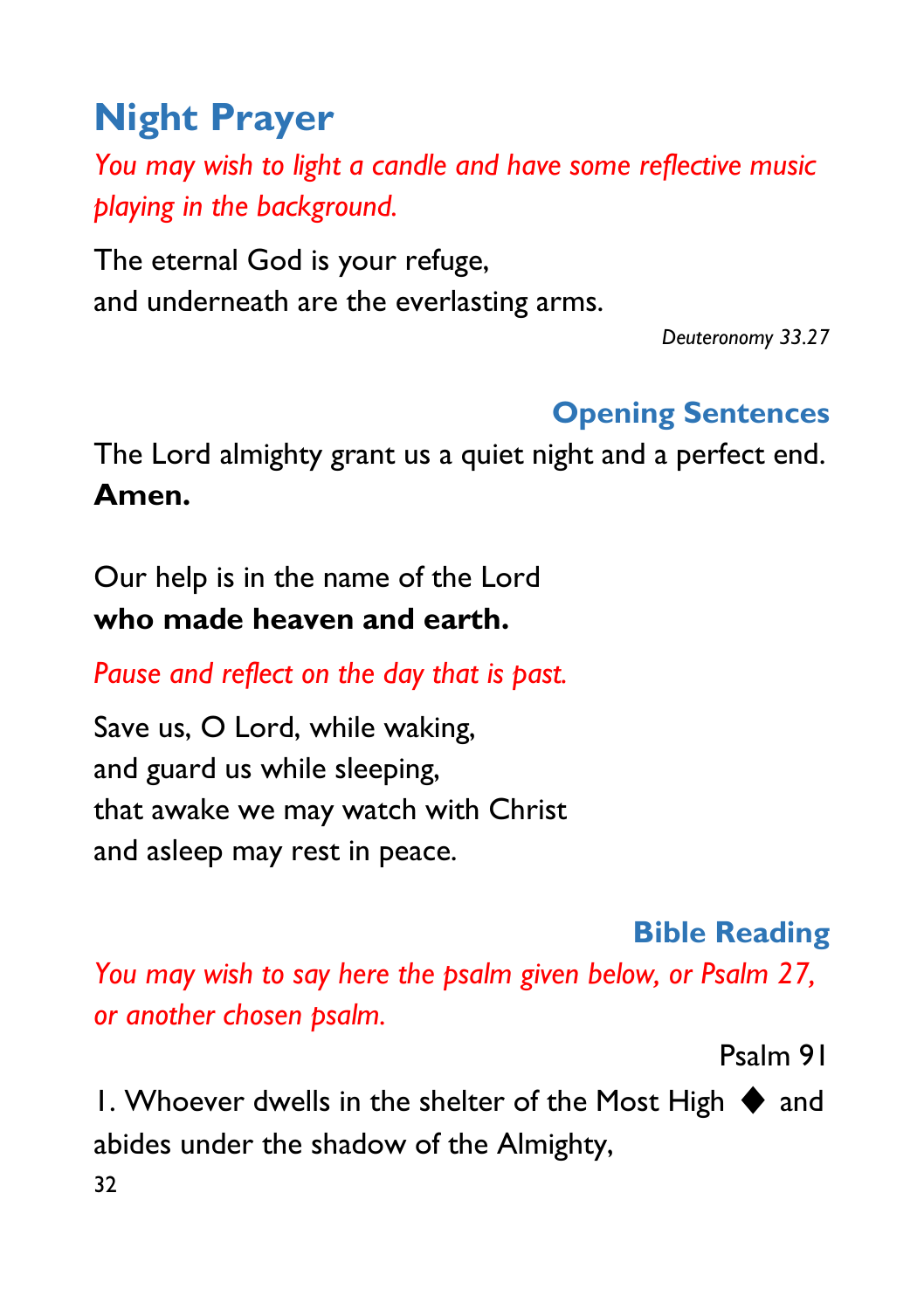# Night Prayer

*You may wish to light a candle and have some reflective music playing in the background.*

The eternal God is your refuge,
and underneath are the everlasting arms.

*Deuteronomy 33.27*

## Opening Sentences

The Lord almighty grant us a quiet night and a perfect end.
**Amen.**

Our help is in the name of the Lord
**who made heaven and earth.**

*Pause and reflect on the day that is past.*

Save us, O Lord, while waking,
and guard us while sleeping,
that awake we may watch with Christ
and asleep may rest in peace.

## Bible Reading

*You may wish to say here the psalm given below, or Psalm 27, or another chosen psalm.*

Psalm 91

1. Whoever dwells in the shelter of the Most High ◆ and abides under the shadow of the Almighty,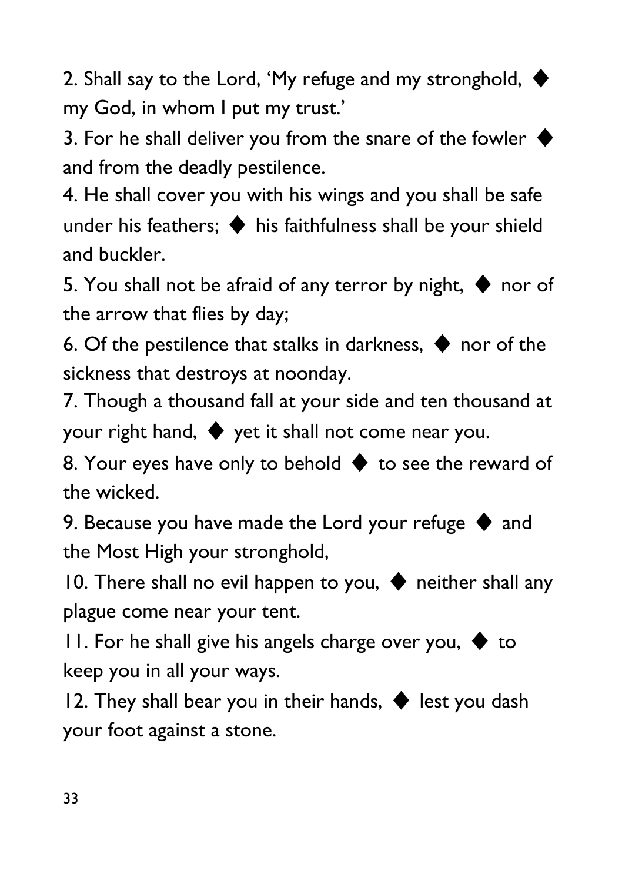2. Shall say to the Lord, ‘My refuge and my stronghold, ♦ my God, in whom I put my trust.’

3. For he shall deliver you from the snare of the fowler ♦ and from the deadly pestilence.

4. He shall cover you with his wings and you shall be safe under his feathers; ♦ his faithfulness shall be your shield and buckler.

5. You shall not be afraid of any terror by night, ♦ nor of the arrow that flies by day;

6. Of the pestilence that stalks in darkness, ♦ nor of the sickness that destroys at noonday.

7. Though a thousand fall at your side and ten thousand at your right hand, ♦ yet it shall not come near you.

8. Your eyes have only to behold ♦ to see the reward of the wicked.

9. Because you have made the Lord your refuge ♦ and the Most High your stronghold,

10. There shall no evil happen to you, ♦ neither shall any plague come near your tent.

11. For he shall give his angels charge over you, ♦ to keep you in all your ways.

12. They shall bear you in their hands, ♦ lest you dash your foot against a stone.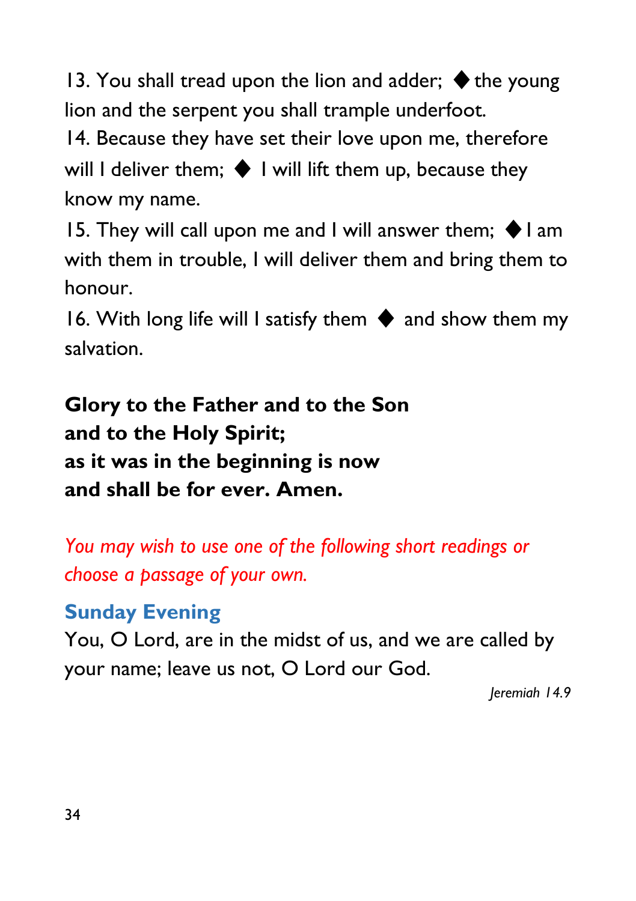13. You shall tread upon the lion and adder; ◆ the young lion and the serpent you shall trample underfoot.
14. Because they have set their love upon me, therefore will I deliver them; ◆ I will lift them up, because they know my name.
15. They will call upon me and I will answer them; ◆ I am with them in trouble, I will deliver them and bring them to honour.
16. With long life will I satisfy them ◆ and show them my salvation.

**Glory to the Father and to the Son**
**and to the Holy Spirit;**
**as it was in the beginning is now**
**and shall be for ever. Amen.**

*You may wish to use one of the following short readings or choose a passage of your own.*

### Sunday Evening

You, O Lord, are in the midst of us, and we are called by your name; leave us not, O Lord our God.

*Jeremiah 14.9*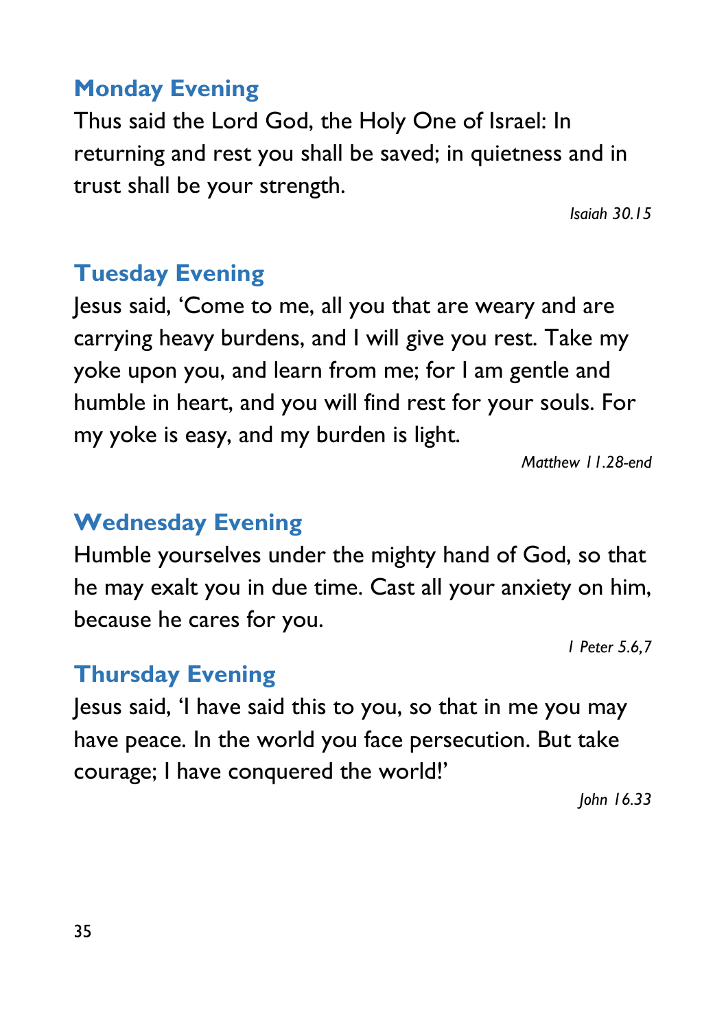## Monday Evening

Thus said the Lord God, the Holy One of Israel: In returning and rest you shall be saved; in quietness and in trust shall be your strength.

*Isaiah 30.15*

## Tuesday Evening

Jesus said, 'Come to me, all you that are weary and are carrying heavy burdens, and I will give you rest. Take my yoke upon you, and learn from me; for I am gentle and humble in heart, and you will find rest for your souls. For my yoke is easy, and my burden is light.

*Matthew 11.28-end*

## Wednesday Evening

Humble yourselves under the mighty hand of God, so that he may exalt you in due time. Cast all your anxiety on him, because he cares for you.

*I Peter 5.6,7*

## Thursday Evening

Jesus said, 'I have said this to you, so that in me you may have peace. In the world you face persecution. But take courage; I have conquered the world!'

*John 16.33*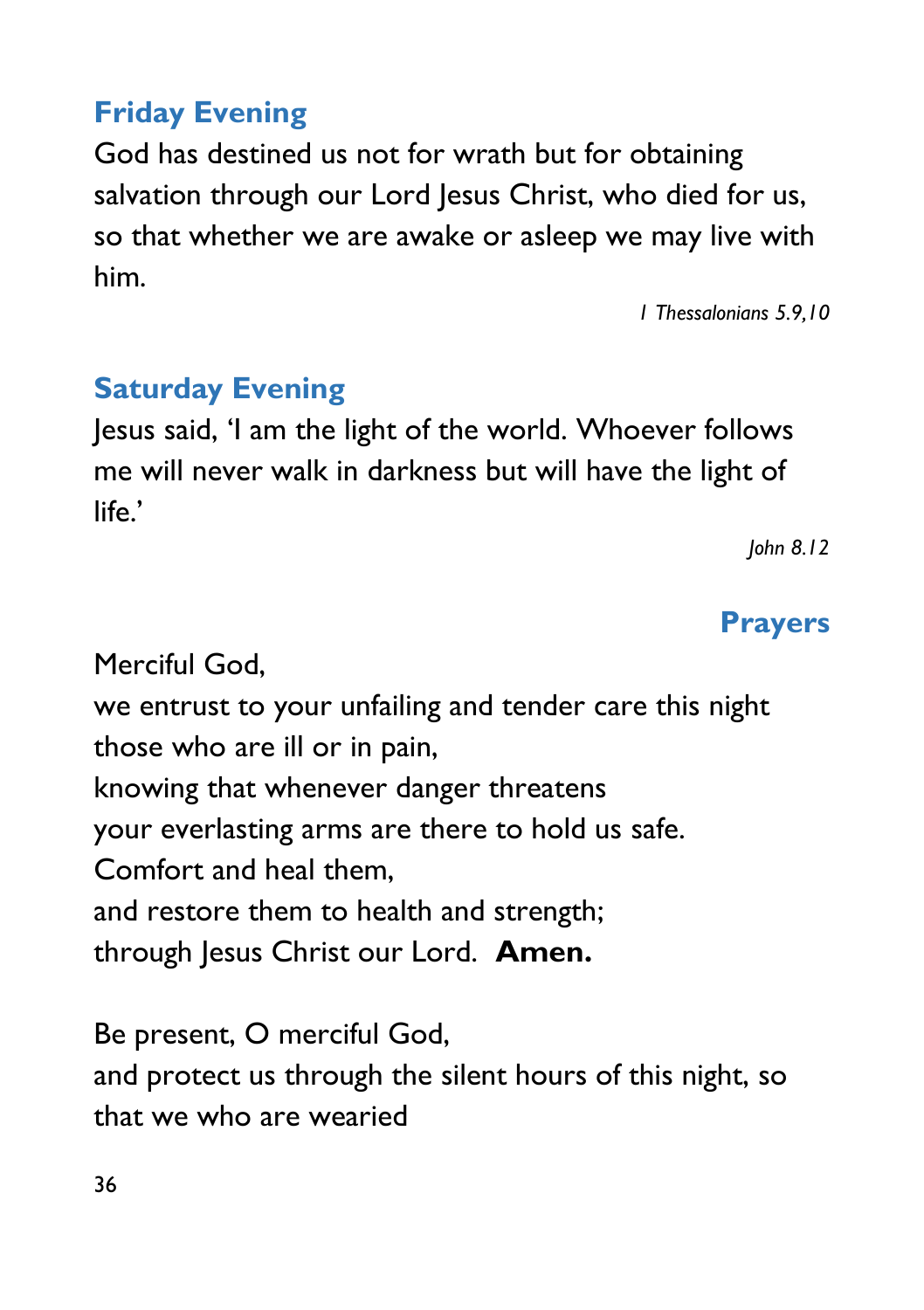## Friday Evening

God has destined us not for wrath but for obtaining salvation through our Lord Jesus Christ, who died for us, so that whether we are awake or asleep we may live with him.

*1 Thessalonians 5.9,10*

## Saturday Evening

Jesus said, 'I am the light of the world. Whoever follows me will never walk in darkness but will have the light of life.'

*John 8.12*

## Prayers

Merciful God,  
we entrust to your unfailing and tender care this night  
those who are ill or in pain,  
knowing that whenever danger threatens  
your everlasting arms are there to hold us safe.  
Comfort and heal them,  
and restore them to health and strength;  
through Jesus Christ our Lord. **Amen.**

Be present, O merciful God,  
and protect us through the silent hours of this night, so that we who are wearied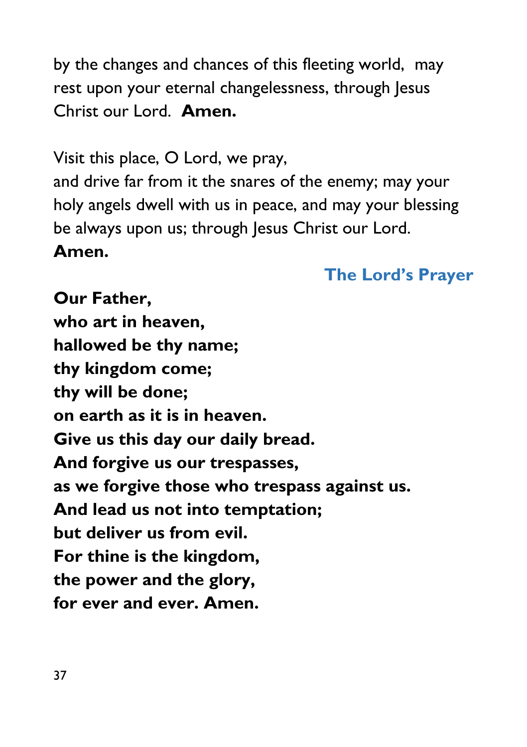by the changes and chances of this fleeting world, may rest upon your eternal changelessness, through Jesus Christ our Lord. **Amen.**

Visit this place, O Lord, we pray,
and drive far from it the snares of the enemy; may your holy angels dwell with us in peace, and may your blessing be always upon us; through Jesus Christ our Lord.
**Amen.**

## The Lord's Prayer

**Our Father,**
**who art in heaven,**
**hallowed be thy name;**
**thy kingdom come;**
**thy will be done;**
**on earth as it is in heaven.**
**Give us this day our daily bread.**
**And forgive us our trespasses,**
**as we forgive those who trespass against us.**
**And lead us not into temptation;**
**but deliver us from evil.**
**For thine is the kingdom,**
**the power and the glory,**
**for ever and ever. Amen.**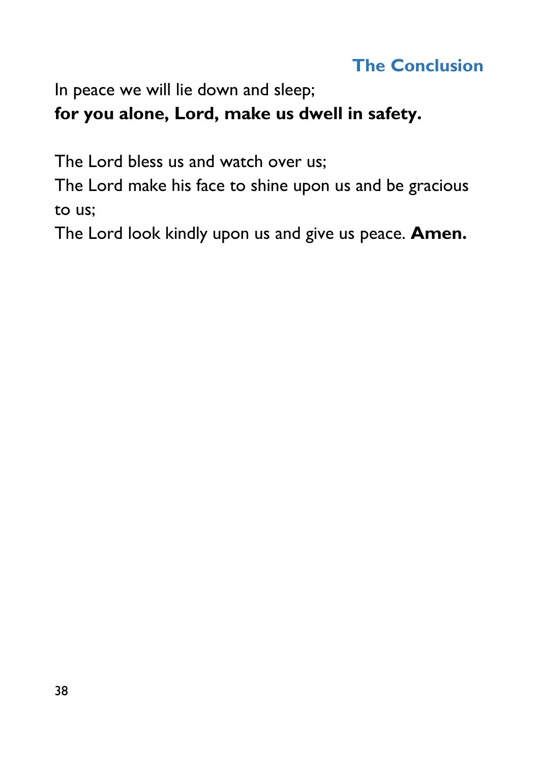## The Conclusion

In peace we will lie down and sleep;
**for you alone, Lord, make us dwell in safety.**

The Lord bless us and watch over us;
The Lord make his face to shine upon us and be gracious to us;
The Lord look kindly upon us and give us peace. **Amen.**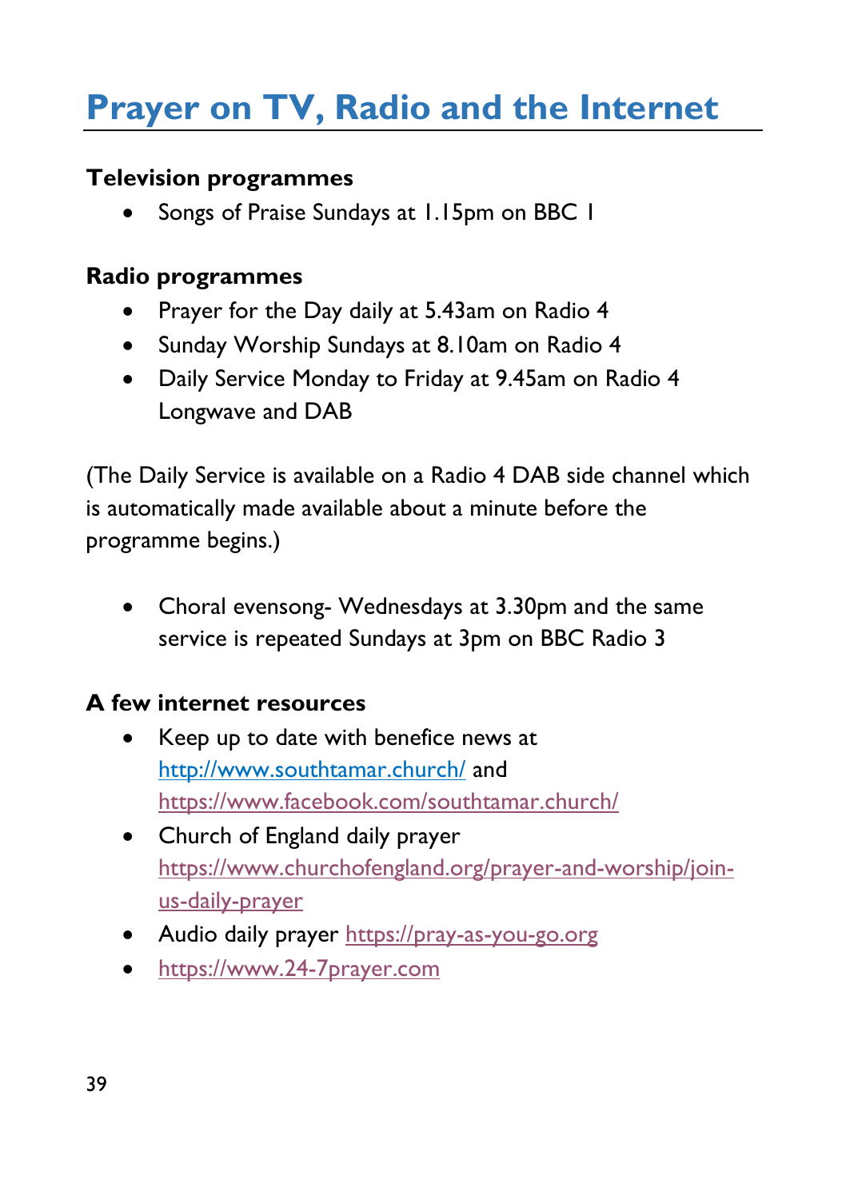# Prayer on TV, Radio and the Internet

**Television programmes**

- Songs of Praise Sundays at 1.15pm on BBC 1

**Radio programmes**

- Prayer for the Day daily at 5.43am on Radio 4
- Sunday Worship Sundays at 8.10am on Radio 4
- Daily Service Monday to Friday at 9.45am on Radio 4 Longwave and DAB

(The Daily Service is available on a Radio 4 DAB side channel which is automatically made available about a minute before the programme begins.)

- Choral evensong- Wednesdays at 3.30pm and the same service is repeated Sundays at 3pm on BBC Radio 3

**A few internet resources**

- Keep up to date with benefice news at http://www.southtamar.church/ and https://www.facebook.com/southtamar.church/
- Church of England daily prayer https://www.churchofengland.org/prayer-and-worship/join-us-daily-prayer
- Audio daily prayer https://pray-as-you-go.org
- https://www.24-7prayer.com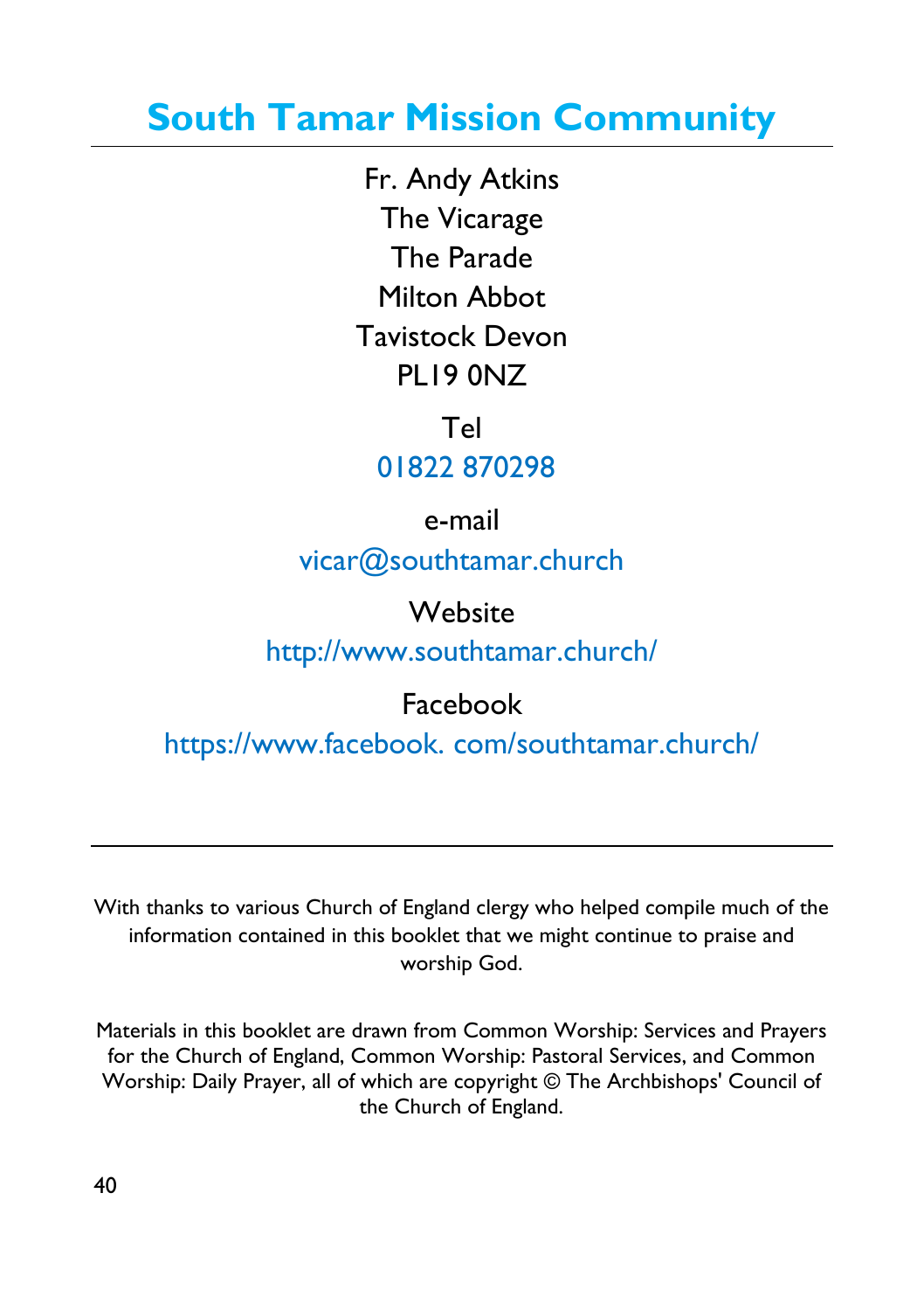# South Tamar Mission Community

Fr. Andy Atkins
The Vicarage
The Parade
Milton Abbot
Tavistock Devon
PL19 0NZ

Tel
01822 870298

e-mail
vicar@southtamar.church

Website
http://www.southtamar.church/

Facebook
https://www.facebook. com/southtamar.church/

---

With thanks to various Church of England clergy who helped compile much of the information contained in this booklet that we might continue to praise and worship God.

Materials in this booklet are drawn from Common Worship: Services and Prayers for the Church of England, Common Worship: Pastoral Services, and Common Worship: Daily Prayer, all of which are copyright © The Archbishops' Council of the Church of England.